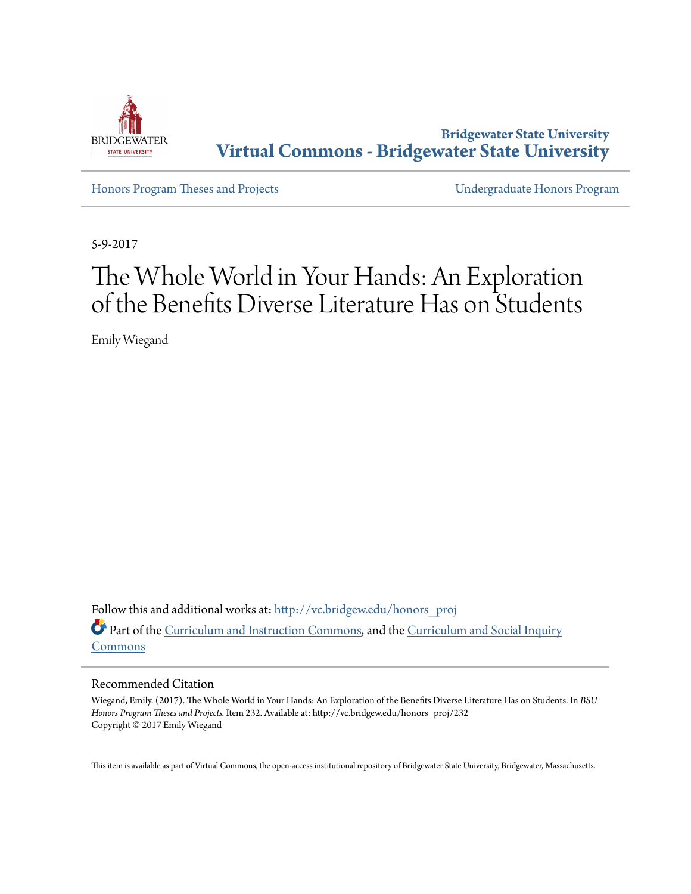Bridgewater State University

**Virtual Commons - Bridgewater State University**

Honors Program Theses and Projects

Undergraduate Honors Program

5-9-2017

# The Whole World in Your Hands: An Exploration of the Benefits Diverse Literature Has on Students

Emily Wiegand

Follow this and additional works at: http://vc.bridgew.edu/honors_proj

Part of the Curriculum and Instruction Commons, and the Curriculum and Social Inquiry Commons

## Recommended Citation

Wiegand, Emily. (2017). The Whole World in Your Hands: An Exploration of the Benefits Diverse Literature Has on Students. In *BSU Honors Program Theses and Projects.* Item 232. Available at: http://vc.bridgew.edu/honors_proj/232
Copyright © 2017 Emily Wiegand

This item is available as part of Virtual Commons, the open-access institutional repository of Bridgewater State University, Bridgewater, Massachusetts.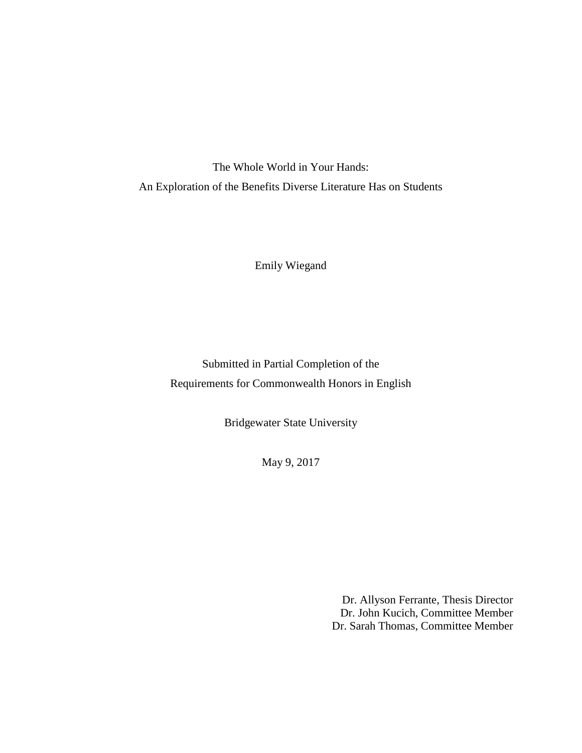# The Whole World in Your Hands:
## An Exploration of the Benefits Diverse Literature Has on Students

Emily Wiegand

Submitted in Partial Completion of the
Requirements for Commonwealth Honors in English

Bridgewater State University

May 9, 2017

Dr. Allyson Ferrante, Thesis Director
Dr. John Kucich, Committee Member
Dr. Sarah Thomas, Committee Member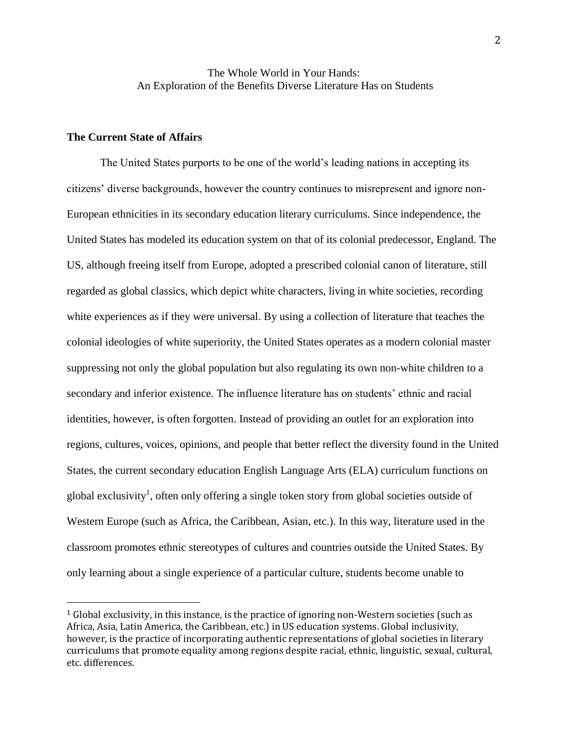# The Whole World in Your Hands:
## An Exploration of the Benefits Diverse Literature Has on Students

### The Current State of Affairs

The United States purports to be one of the world's leading nations in accepting its citizens' diverse backgrounds, however the country continues to misrepresent and ignore non-European ethnicities in its secondary education literary curriculums. Since independence, the United States has modeled its education system on that of its colonial predecessor, England. The US, although freeing itself from Europe, adopted a prescribed colonial canon of literature, still regarded as global classics, which depict white characters, living in white societies, recording white experiences as if they were universal. By using a collection of literature that teaches the colonial ideologies of white superiority, the United States operates as a modern colonial master suppressing not only the global population but also regulating its own non-white children to a secondary and inferior existence. The influence literature has on students' ethnic and racial identities, however, is often forgotten. Instead of providing an outlet for an exploration into regions, cultures, voices, opinions, and people that better reflect the diversity found in the United States, the current secondary education English Language Arts (ELA) curriculum functions on global exclusivity[1], often only offering a single token story from global societies outside of Western Europe (such as Africa, the Caribbean, Asian, etc.). In this way, literature used in the classroom promotes ethnic stereotypes of cultures and countries outside the United States. By only learning about a single experience of a particular culture, students become unable to

---

[1] Global exclusivity, in this instance, is the practice of ignoring non-Western societies (such as Africa, Asia, Latin America, the Caribbean, etc.) in US education systems. Global inclusivity, however, is the practice of incorporating authentic representations of global societies in literary curriculums that promote equality among regions despite racial, ethnic, linguistic, sexual, cultural, etc. differences.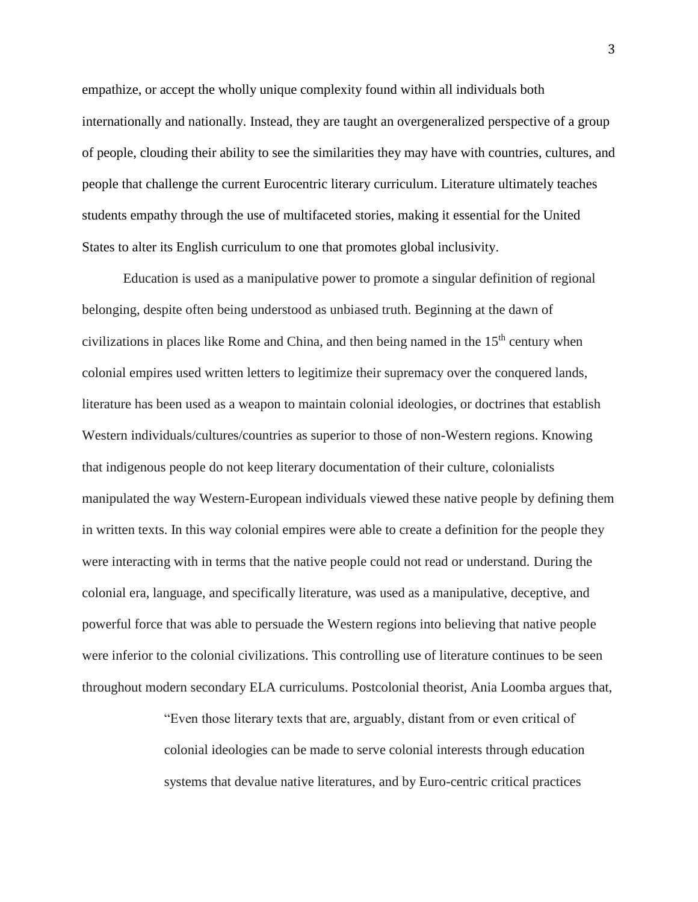empathize, or accept the wholly unique complexity found within all individuals both internationally and nationally. Instead, they are taught an overgeneralized perspective of a group of people, clouding their ability to see the similarities they may have with countries, cultures, and people that challenge the current Eurocentric literary curriculum. Literature ultimately teaches students empathy through the use of multifaceted stories, making it essential for the United States to alter its English curriculum to one that promotes global inclusivity.

Education is used as a manipulative power to promote a singular definition of regional belonging, despite often being understood as unbiased truth. Beginning at the dawn of civilizations in places like Rome and China, and then being named in the 15th century when colonial empires used written letters to legitimize their supremacy over the conquered lands, literature has been used as a weapon to maintain colonial ideologies, or doctrines that establish Western individuals/cultures/countries as superior to those of non-Western regions. Knowing that indigenous people do not keep literary documentation of their culture, colonialists manipulated the way Western-European individuals viewed these native people by defining them in written texts. In this way colonial empires were able to create a definition for the people they were interacting with in terms that the native people could not read or understand. During the colonial era, language, and specifically literature, was used as a manipulative, deceptive, and powerful force that was able to persuade the Western regions into believing that native people were inferior to the colonial civilizations. This controlling use of literature continues to be seen throughout modern secondary ELA curriculums. Postcolonial theorist, Ania Loomba argues that,

> "Even those literary texts that are, arguably, distant from or even critical of colonial ideologies can be made to serve colonial interests through education systems that devalue native literatures, and by Euro-centric critical practices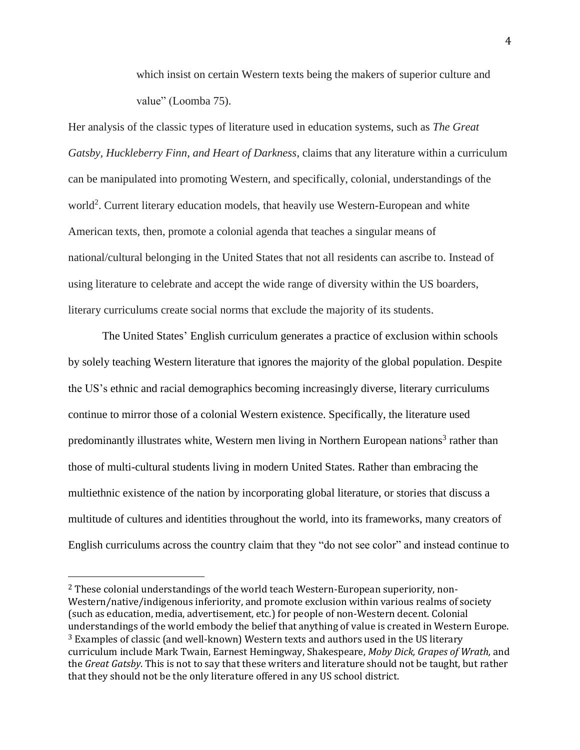> which insist on certain Western texts being the makers of superior culture and value" (Loomba 75).

Her analysis of the classic types of literature used in education systems, such as *The Great Gatsby, Huckleberry Finn, and Heart of Darkness*, claims that any literature within a curriculum can be manipulated into promoting Western, and specifically, colonial, understandings of the world[2]. Current literary education models, that heavily use Western-European and white American texts, then, promote a colonial agenda that teaches a singular means of national/cultural belonging in the United States that not all residents can ascribe to. Instead of using literature to celebrate and accept the wide range of diversity within the US boarders, literary curriculums create social norms that exclude the majority of its students.

The United States' English curriculum generates a practice of exclusion within schools by solely teaching Western literature that ignores the majority of the global population. Despite the US's ethnic and racial demographics becoming increasingly diverse, literary curriculums continue to mirror those of a colonial Western existence. Specifically, the literature used predominantly illustrates white, Western men living in Northern European nations[3] rather than those of multi-cultural students living in modern United States. Rather than embracing the multiethnic existence of the nation by incorporating global literature, or stories that discuss a multitude of cultures and identities throughout the world, into its frameworks, many creators of English curriculums across the country claim that they "do not see color" and instead continue to

---

[2] These colonial understandings of the world teach Western-European superiority, non-Western/native/indigenous inferiority, and promote exclusion within various realms of society (such as education, media, advertisement, etc.) for people of non-Western decent. Colonial understandings of the world embody the belief that anything of value is created in Western Europe.

[3] Examples of classic (and well-known) Western texts and authors used in the US literary curriculum include Mark Twain, Earnest Hemingway, Shakespeare, *Moby Dick, Grapes of Wrath,* and the *Great Gatsby*. This is not to say that these writers and literature should not be taught, but rather that they should not be the only literature offered in any US school district.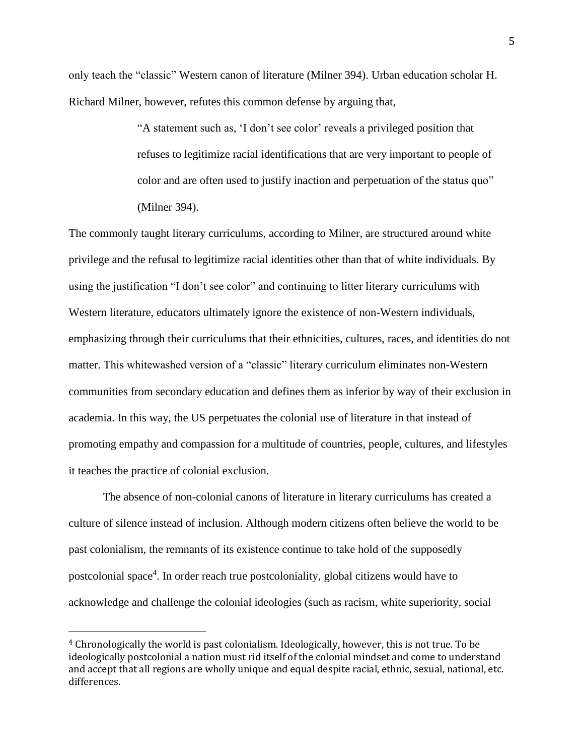only teach the "classic" Western canon of literature (Milner 394). Urban education scholar H. Richard Milner, however, refutes this common defense by arguing that,

> "A statement such as, 'I don't see color' reveals a privileged position that refuses to legitimize racial identifications that are very important to people of color and are often used to justify inaction and perpetuation of the status quo" (Milner 394).

The commonly taught literary curriculums, according to Milner, are structured around white privilege and the refusal to legitimize racial identities other than that of white individuals. By using the justification "I don't see color" and continuing to litter literary curriculums with Western literature, educators ultimately ignore the existence of non-Western individuals, emphasizing through their curriculums that their ethnicities, cultures, races, and identities do not matter. This whitewashed version of a "classic" literary curriculum eliminates non-Western communities from secondary education and defines them as inferior by way of their exclusion in academia. In this way, the US perpetuates the colonial use of literature in that instead of promoting empathy and compassion for a multitude of countries, people, cultures, and lifestyles it teaches the practice of colonial exclusion.

The absence of non-colonial canons of literature in literary curriculums has created a culture of silence instead of inclusion. Although modern citizens often believe the world to be past colonialism, the remnants of its existence continue to take hold of the supposedly postcolonial space[4]. In order reach true postcoloniality, global citizens would have to acknowledge and challenge the colonial ideologies (such as racism, white superiority, social

---

[4] Chronologically the world is past colonialism. Ideologically, however, this is not true. To be ideologically postcolonial a nation must rid itself of the colonial mindset and come to understand and accept that all regions are wholly unique and equal despite racial, ethnic, sexual, national, etc. differences.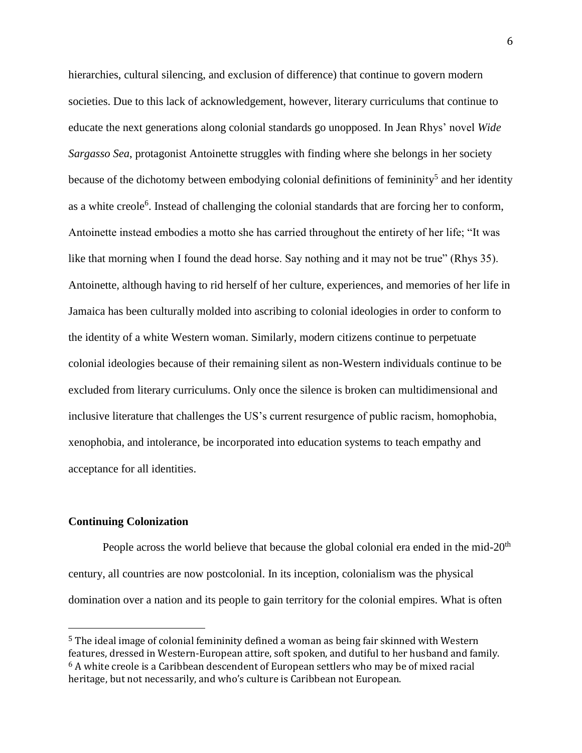hierarchies, cultural silencing, and exclusion of difference) that continue to govern modern societies. Due to this lack of acknowledgement, however, literary curriculums that continue to educate the next generations along colonial standards go unopposed. In Jean Rhys' novel *Wide Sargasso Sea*, protagonist Antoinette struggles with finding where she belongs in her society because of the dichotomy between embodying colonial definitions of femininity[5] and her identity as a white creole[6]. Instead of challenging the colonial standards that are forcing her to conform, Antoinette instead embodies a motto she has carried throughout the entirety of her life; "It was like that morning when I found the dead horse. Say nothing and it may not be true" (Rhys 35). Antoinette, although having to rid herself of her culture, experiences, and memories of her life in Jamaica has been culturally molded into ascribing to colonial ideologies in order to conform to the identity of a white Western woman. Similarly, modern citizens continue to perpetuate colonial ideologies because of their remaining silent as non-Western individuals continue to be excluded from literary curriculums. Only once the silence is broken can multidimensional and inclusive literature that challenges the US's current resurgence of public racism, homophobia, xenophobia, and intolerance, be incorporated into education systems to teach empathy and acceptance for all identities.

**Continuing Colonization**

People across the world believe that because the global colonial era ended in the mid-20th century, all countries are now postcolonial. In its inception, colonialism was the physical domination over a nation and its people to gain territory for the colonial empires. What is often

---

[5] The ideal image of colonial femininity defined a woman as being fair skinned with Western features, dressed in Western-European attire, soft spoken, and dutiful to her husband and family.

[6] A white creole is a Caribbean descendent of European settlers who may be of mixed racial heritage, but not necessarily, and who's culture is Caribbean not European.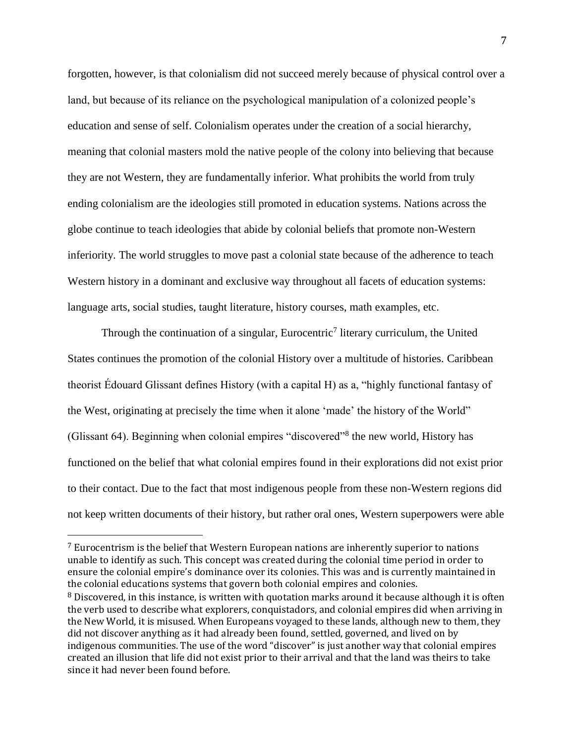forgotten, however, is that colonialism did not succeed merely because of physical control over a land, but because of its reliance on the psychological manipulation of a colonized people's education and sense of self. Colonialism operates under the creation of a social hierarchy, meaning that colonial masters mold the native people of the colony into believing that because they are not Western, they are fundamentally inferior. What prohibits the world from truly ending colonialism are the ideologies still promoted in education systems. Nations across the globe continue to teach ideologies that abide by colonial beliefs that promote non-Western inferiority. The world struggles to move past a colonial state because of the adherence to teach Western history in a dominant and exclusive way throughout all facets of education systems: language arts, social studies, taught literature, history courses, math examples, etc.

Through the continuation of a singular, Eurocentric[7] literary curriculum, the United States continues the promotion of the colonial History over a multitude of histories. Caribbean theorist Édouard Glissant defines History (with a capital H) as a, "highly functional fantasy of the West, originating at precisely the time when it alone 'made' the history of the World" (Glissant 64). Beginning when colonial empires "discovered"[8] the new world, History has functioned on the belief that what colonial empires found in their explorations did not exist prior to their contact. Due to the fact that most indigenous people from these non-Western regions did not keep written documents of their history, but rather oral ones, Western superpowers were able

---

[7] Eurocentrism is the belief that Western European nations are inherently superior to nations unable to identify as such. This concept was created during the colonial time period in order to ensure the colonial empire's dominance over its colonies. This was and is currently maintained in the colonial educations systems that govern both colonial empires and colonies.

[8] Discovered, in this instance, is written with quotation marks around it because although it is often the verb used to describe what explorers, conquistadors, and colonial empires did when arriving in the New World, it is misused. When Europeans voyaged to these lands, although new to them, they did not discover anything as it had already been found, settled, governed, and lived on by indigenous communities. The use of the word "discover" is just another way that colonial empires created an illusion that life did not exist prior to their arrival and that the land was theirs to take since it had never been found before.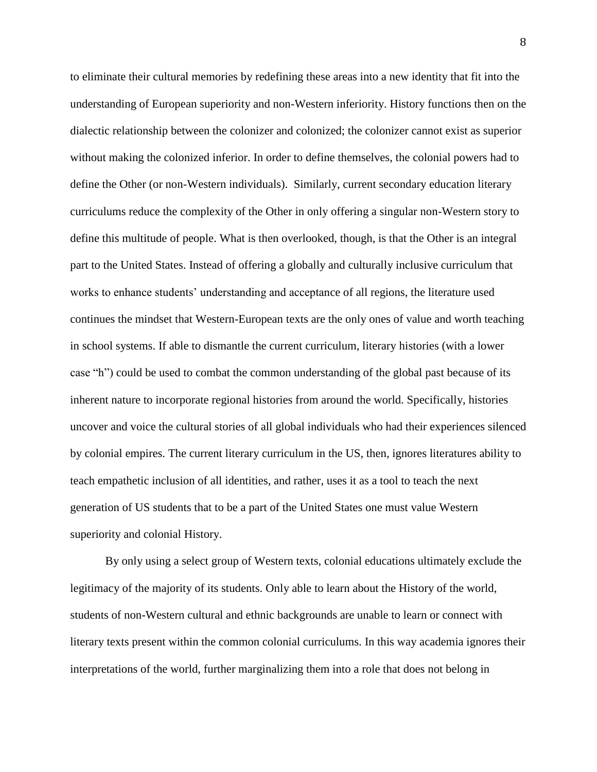to eliminate their cultural memories by redefining these areas into a new identity that fit into the understanding of European superiority and non-Western inferiority. History functions then on the dialectic relationship between the colonizer and colonized; the colonizer cannot exist as superior without making the colonized inferior. In order to define themselves, the colonial powers had to define the Other (or non-Western individuals). Similarly, current secondary education literary curriculums reduce the complexity of the Other in only offering a singular non-Western story to define this multitude of people. What is then overlooked, though, is that the Other is an integral part to the United States. Instead of offering a globally and culturally inclusive curriculum that works to enhance students' understanding and acceptance of all regions, the literature used continues the mindset that Western-European texts are the only ones of value and worth teaching in school systems. If able to dismantle the current curriculum, literary histories (with a lower case "h") could be used to combat the common understanding of the global past because of its inherent nature to incorporate regional histories from around the world. Specifically, histories uncover and voice the cultural stories of all global individuals who had their experiences silenced by colonial empires. The current literary curriculum in the US, then, ignores literatures ability to teach empathetic inclusion of all identities, and rather, uses it as a tool to teach the next generation of US students that to be a part of the United States one must value Western superiority and colonial History.

By only using a select group of Western texts, colonial educations ultimately exclude the legitimacy of the majority of its students. Only able to learn about the History of the world, students of non-Western cultural and ethnic backgrounds are unable to learn or connect with literary texts present within the common colonial curriculums. In this way academia ignores their interpretations of the world, further marginalizing them into a role that does not belong in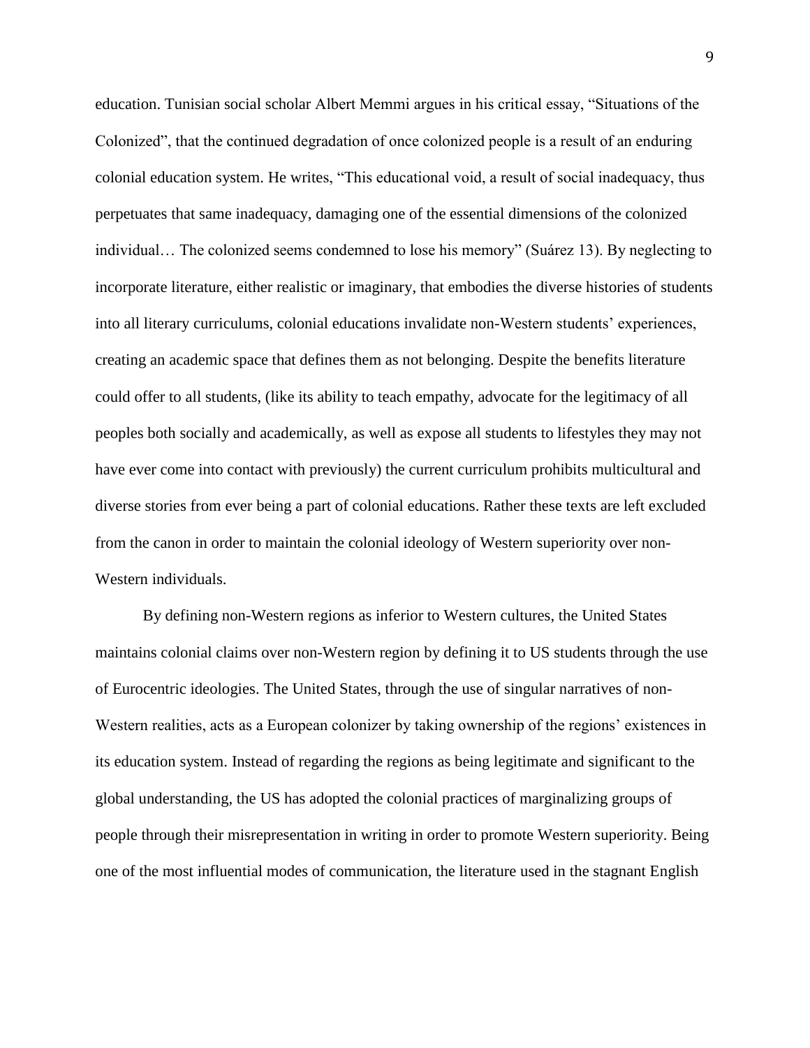education. Tunisian social scholar Albert Memmi argues in his critical essay, "Situations of the Colonized", that the continued degradation of once colonized people is a result of an enduring colonial education system. He writes, "This educational void, a result of social inadequacy, thus perpetuates that same inadequacy, damaging one of the essential dimensions of the colonized individual… The colonized seems condemned to lose his memory" (Suárez 13). By neglecting to incorporate literature, either realistic or imaginary, that embodies the diverse histories of students into all literary curriculums, colonial educations invalidate non-Western students' experiences, creating an academic space that defines them as not belonging. Despite the benefits literature could offer to all students, (like its ability to teach empathy, advocate for the legitimacy of all peoples both socially and academically, as well as expose all students to lifestyles they may not have ever come into contact with previously) the current curriculum prohibits multicultural and diverse stories from ever being a part of colonial educations. Rather these texts are left excluded from the canon in order to maintain the colonial ideology of Western superiority over non-Western individuals.

By defining non-Western regions as inferior to Western cultures, the United States maintains colonial claims over non-Western region by defining it to US students through the use of Eurocentric ideologies. The United States, through the use of singular narratives of non-Western realities, acts as a European colonizer by taking ownership of the regions' existences in its education system. Instead of regarding the regions as being legitimate and significant to the global understanding, the US has adopted the colonial practices of marginalizing groups of people through their misrepresentation in writing in order to promote Western superiority. Being one of the most influential modes of communication, the literature used in the stagnant English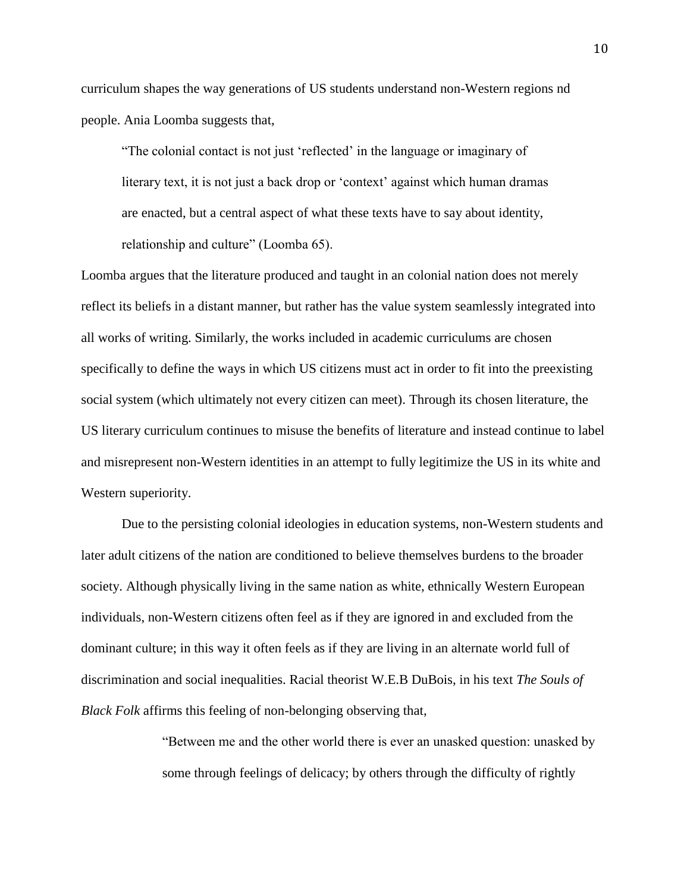curriculum shapes the way generations of US students understand non-Western regions nd people. Ania Loomba suggests that,

> "The colonial contact is not just 'reflected' in the language or imaginary of literary text, it is not just a back drop or 'context' against which human dramas are enacted, but a central aspect of what these texts have to say about identity, relationship and culture" (Loomba 65).

Loomba argues that the literature produced and taught in an colonial nation does not merely reflect its beliefs in a distant manner, but rather has the value system seamlessly integrated into all works of writing. Similarly, the works included in academic curriculums are chosen specifically to define the ways in which US citizens must act in order to fit into the preexisting social system (which ultimately not every citizen can meet). Through its chosen literature, the US literary curriculum continues to misuse the benefits of literature and instead continue to label and misrepresent non-Western identities in an attempt to fully legitimize the US in its white and Western superiority.

Due to the persisting colonial ideologies in education systems, non-Western students and later adult citizens of the nation are conditioned to believe themselves burdens to the broader society. Although physically living in the same nation as white, ethnically Western European individuals, non-Western citizens often feel as if they are ignored in and excluded from the dominant culture; in this way it often feels as if they are living in an alternate world full of discrimination and social inequalities. Racial theorist W.E.B DuBois, in his text *The Souls of Black Folk* affirms this feeling of non-belonging observing that,

> "Between me and the other world there is ever an unasked question: unasked by some through feelings of delicacy; by others through the difficulty of rightly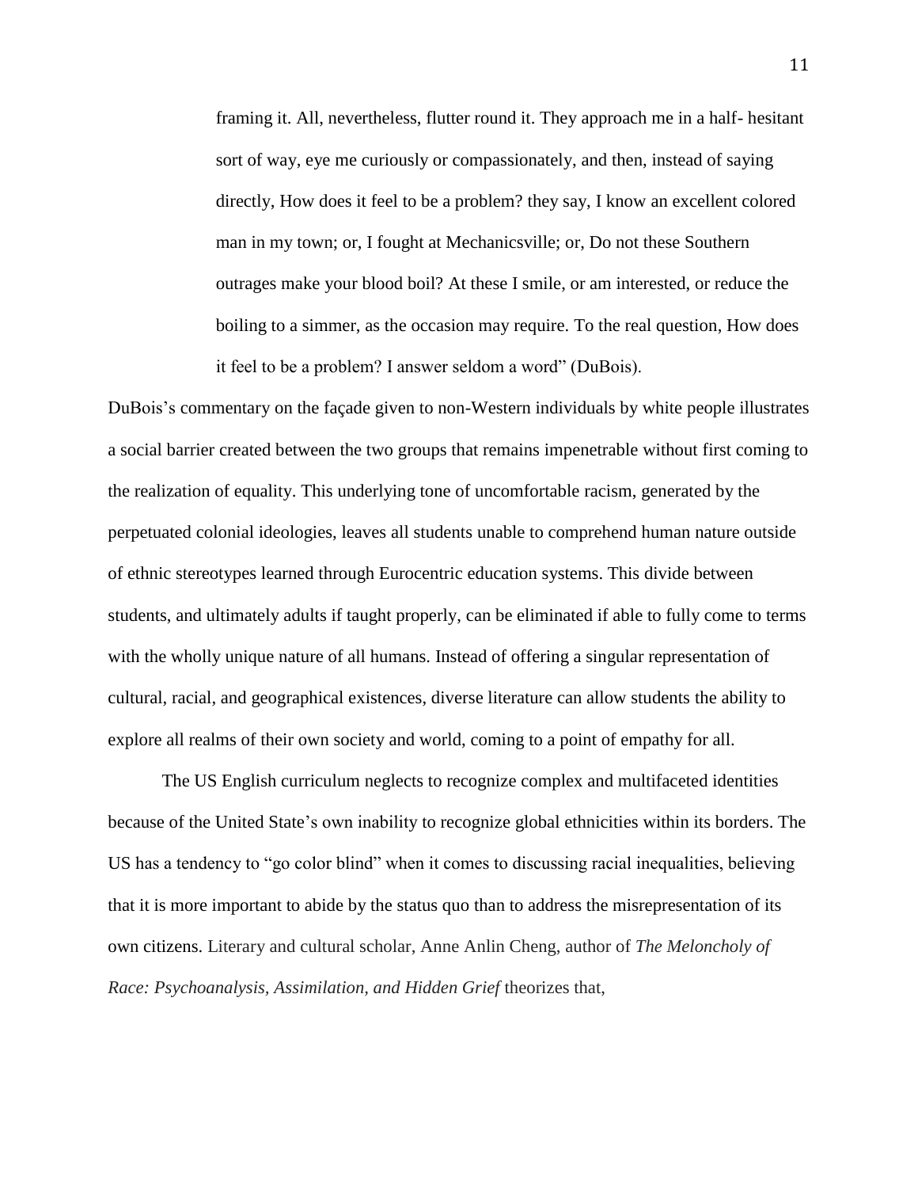> framing it. All, nevertheless, flutter round it. They approach me in a half- hesitant sort of way, eye me curiously or compassionately, and then, instead of saying directly, How does it feel to be a problem? they say, I know an excellent colored man in my town; or, I fought at Mechanicsville; or, Do not these Southern outrages make your blood boil? At these I smile, or am interested, or reduce the boiling to a simmer, as the occasion may require. To the real question, How does it feel to be a problem? I answer seldom a word" (DuBois).

DuBois's commentary on the façade given to non-Western individuals by white people illustrates a social barrier created between the two groups that remains impenetrable without first coming to the realization of equality. This underlying tone of uncomfortable racism, generated by the perpetuated colonial ideologies, leaves all students unable to comprehend human nature outside of ethnic stereotypes learned through Eurocentric education systems. This divide between students, and ultimately adults if taught properly, can be eliminated if able to fully come to terms with the wholly unique nature of all humans. Instead of offering a singular representation of cultural, racial, and geographical existences, diverse literature can allow students the ability to explore all realms of their own society and world, coming to a point of empathy for all.

The US English curriculum neglects to recognize complex and multifaceted identities because of the United State's own inability to recognize global ethnicities within its borders. The US has a tendency to "go color blind" when it comes to discussing racial inequalities, believing that it is more important to abide by the status quo than to address the misrepresentation of its own citizens. Literary and cultural scholar, Anne Anlin Cheng, author of *The Meloncholy of Race: Psychoanalysis, Assimilation, and Hidden Grief* theorizes that,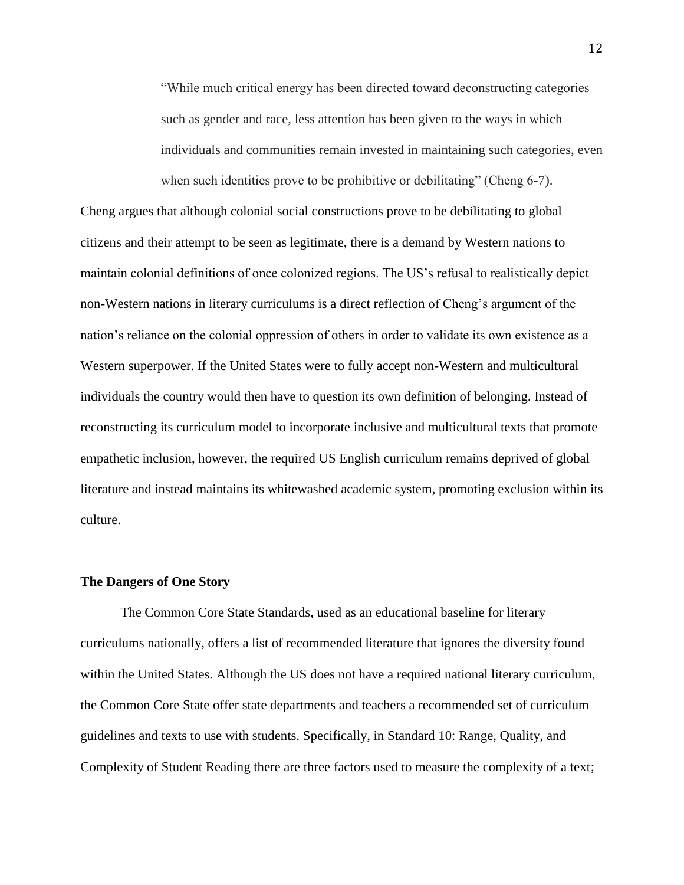> "While much critical energy has been directed toward deconstructing categories such as gender and race, less attention has been given to the ways in which individuals and communities remain invested in maintaining such categories, even when such identities prove to be prohibitive or debilitating" (Cheng 6-7).

Cheng argues that although colonial social constructions prove to be debilitating to global citizens and their attempt to be seen as legitimate, there is a demand by Western nations to maintain colonial definitions of once colonized regions. The US's refusal to realistically depict non-Western nations in literary curriculums is a direct reflection of Cheng's argument of the nation's reliance on the colonial oppression of others in order to validate its own existence as a Western superpower. If the United States were to fully accept non-Western and multicultural individuals the country would then have to question its own definition of belonging. Instead of reconstructing its curriculum model to incorporate inclusive and multicultural texts that promote empathetic inclusion, however, the required US English curriculum remains deprived of global literature and instead maintains its whitewashed academic system, promoting exclusion within its culture.

**The Dangers of One Story**

The Common Core State Standards, used as an educational baseline for literary curriculums nationally, offers a list of recommended literature that ignores the diversity found within the United States. Although the US does not have a required national literary curriculum, the Common Core State offer state departments and teachers a recommended set of curriculum guidelines and texts to use with students. Specifically, in Standard 10: Range, Quality, and Complexity of Student Reading there are three factors used to measure the complexity of a text;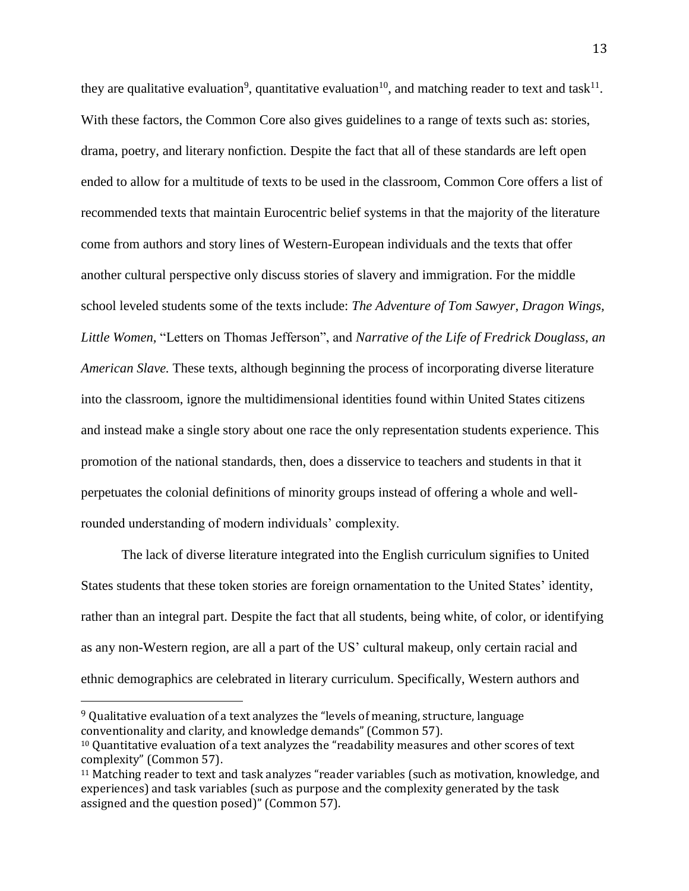they are qualitative evaluation[9], quantitative evaluation[10], and matching reader to text and task[11]. With these factors, the Common Core also gives guidelines to a range of texts such as: stories, drama, poetry, and literary nonfiction. Despite the fact that all of these standards are left open ended to allow for a multitude of texts to be used in the classroom, Common Core offers a list of recommended texts that maintain Eurocentric belief systems in that the majority of the literature come from authors and story lines of Western-European individuals and the texts that offer another cultural perspective only discuss stories of slavery and immigration. For the middle school leveled students some of the texts include: *The Adventure of Tom Sawyer*, *Dragon Wings*, *Little Women*, "Letters on Thomas Jefferson", and *Narrative of the Life of Fredrick Douglass, an American Slave.* These texts, although beginning the process of incorporating diverse literature into the classroom, ignore the multidimensional identities found within United States citizens and instead make a single story about one race the only representation students experience. This promotion of the national standards, then, does a disservice to teachers and students in that it perpetuates the colonial definitions of minority groups instead of offering a whole and well-rounded understanding of modern individuals' complexity.

The lack of diverse literature integrated into the English curriculum signifies to United States students that these token stories are foreign ornamentation to the United States' identity, rather than an integral part. Despite the fact that all students, being white, of color, or identifying as any non-Western region, are all a part of the US' cultural makeup, only certain racial and ethnic demographics are celebrated in literary curriculum. Specifically, Western authors and

---

[9] Qualitative evaluation of a text analyzes the "levels of meaning, structure, language conventionality and clarity, and knowledge demands" (Common 57).

[10] Quantitative evaluation of a text analyzes the "readability measures and other scores of text complexity" (Common 57).

[11] Matching reader to text and task analyzes "reader variables (such as motivation, knowledge, and experiences) and task variables (such as purpose and the complexity generated by the task assigned and the question posed)" (Common 57).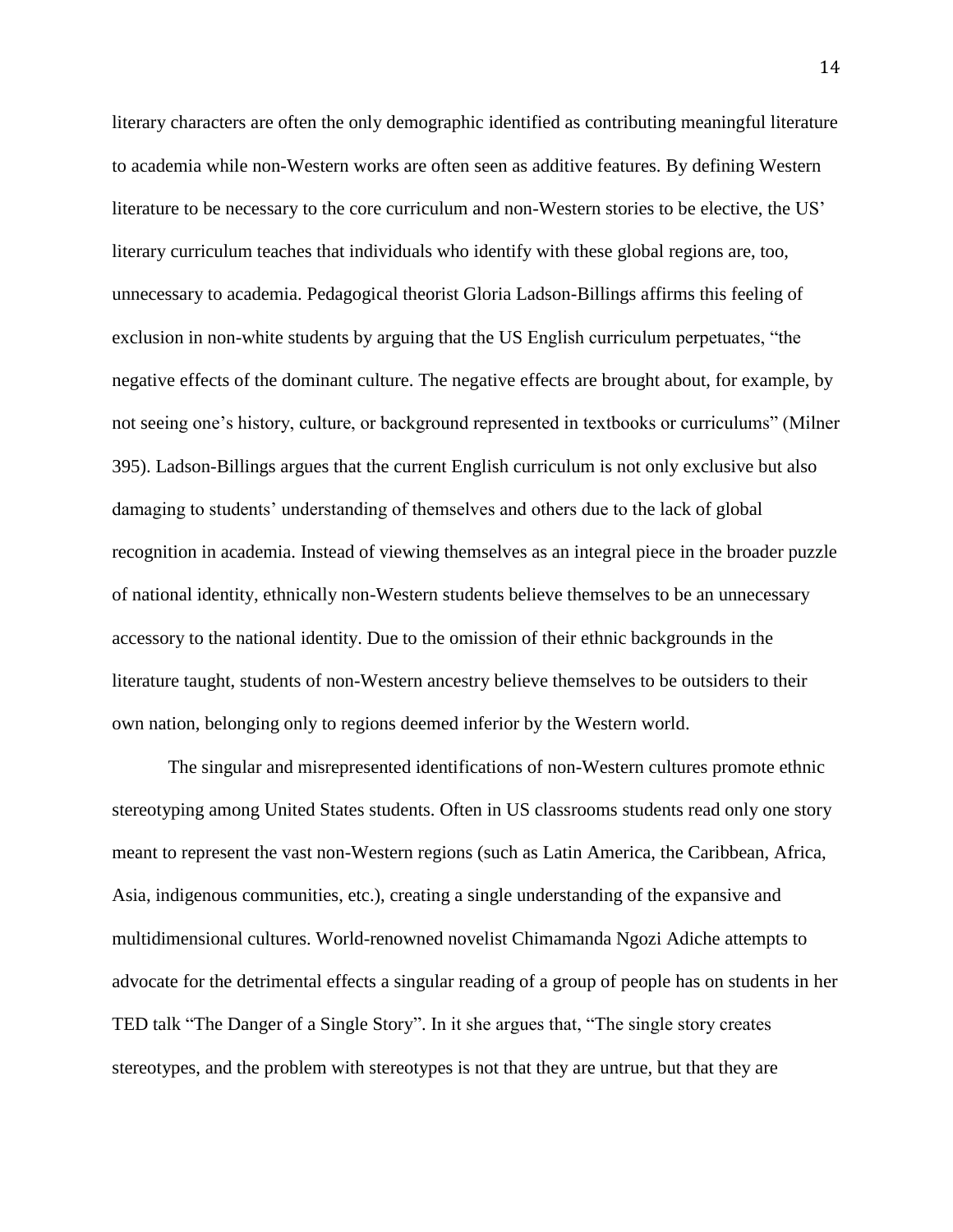literary characters are often the only demographic identified as contributing meaningful literature to academia while non-Western works are often seen as additive features. By defining Western literature to be necessary to the core curriculum and non-Western stories to be elective, the US' literary curriculum teaches that individuals who identify with these global regions are, too, unnecessary to academia. Pedagogical theorist Gloria Ladson-Billings affirms this feeling of exclusion in non-white students by arguing that the US English curriculum perpetuates, "the negative effects of the dominant culture. The negative effects are brought about, for example, by not seeing one's history, culture, or background represented in textbooks or curriculums" (Milner 395). Ladson-Billings argues that the current English curriculum is not only exclusive but also damaging to students' understanding of themselves and others due to the lack of global recognition in academia. Instead of viewing themselves as an integral piece in the broader puzzle of national identity, ethnically non-Western students believe themselves to be an unnecessary accessory to the national identity. Due to the omission of their ethnic backgrounds in the literature taught, students of non-Western ancestry believe themselves to be outsiders to their own nation, belonging only to regions deemed inferior by the Western world.

The singular and misrepresented identifications of non-Western cultures promote ethnic stereotyping among United States students. Often in US classrooms students read only one story meant to represent the vast non-Western regions (such as Latin America, the Caribbean, Africa, Asia, indigenous communities, etc.), creating a single understanding of the expansive and multidimensional cultures. World-renowned novelist Chimamanda Ngozi Adiche attempts to advocate for the detrimental effects a singular reading of a group of people has on students in her TED talk "The Danger of a Single Story". In it she argues that, "The single story creates stereotypes, and the problem with stereotypes is not that they are untrue, but that they are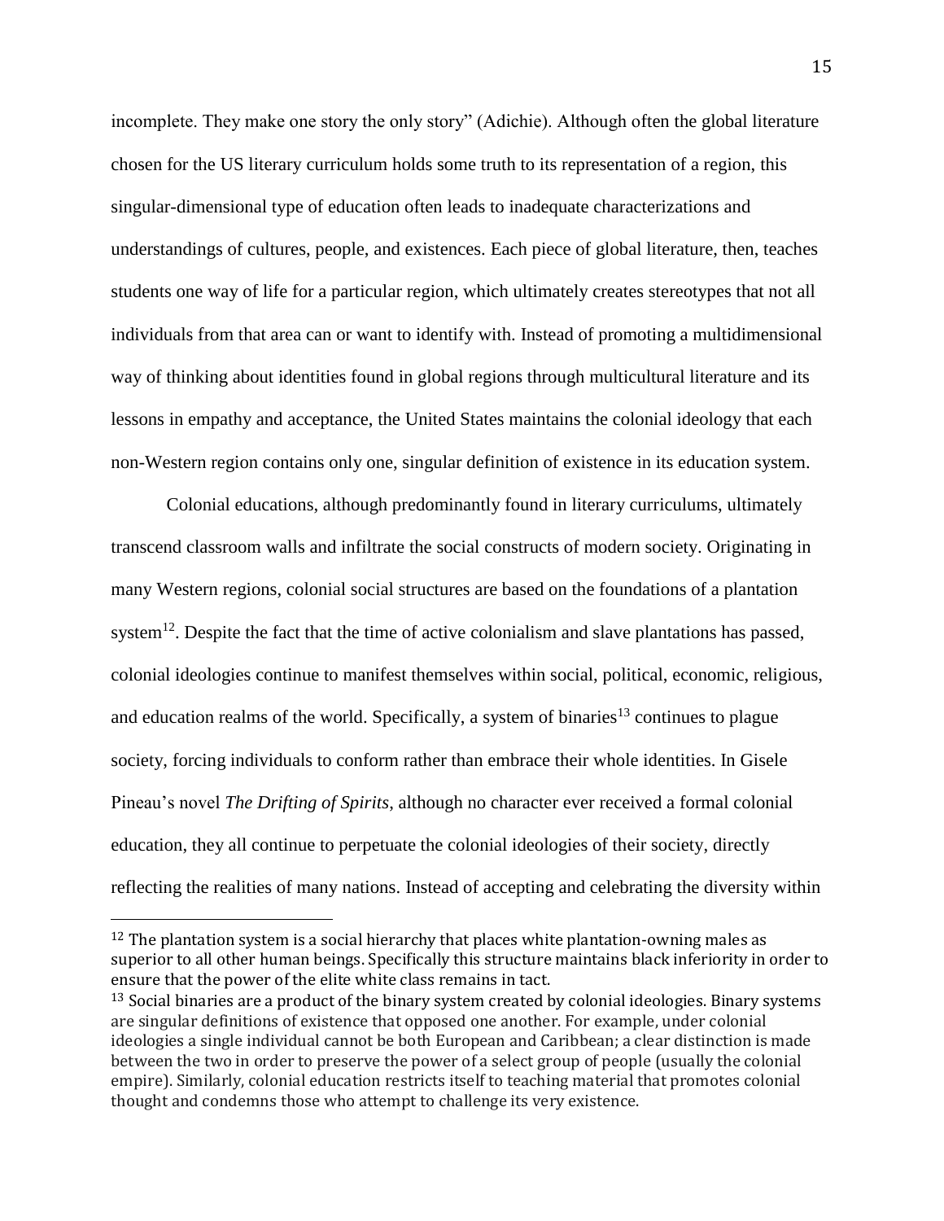incomplete. They make one story the only story" (Adichie). Although often the global literature chosen for the US literary curriculum holds some truth to its representation of a region, this singular-dimensional type of education often leads to inadequate characterizations and understandings of cultures, people, and existences. Each piece of global literature, then, teaches students one way of life for a particular region, which ultimately creates stereotypes that not all individuals from that area can or want to identify with. Instead of promoting a multidimensional way of thinking about identities found in global regions through multicultural literature and its lessons in empathy and acceptance, the United States maintains the colonial ideology that each non-Western region contains only one, singular definition of existence in its education system.

Colonial educations, although predominantly found in literary curriculums, ultimately transcend classroom walls and infiltrate the social constructs of modern society. Originating in many Western regions, colonial social structures are based on the foundations of a plantation system[12]. Despite the fact that the time of active colonialism and slave plantations has passed, colonial ideologies continue to manifest themselves within social, political, economic, religious, and education realms of the world. Specifically, a system of binaries[13] continues to plague society, forcing individuals to conform rather than embrace their whole identities. In Gisele Pineau's novel *The Drifting of Spirits*, although no character ever received a formal colonial education, they all continue to perpetuate the colonial ideologies of their society, directly reflecting the realities of many nations. Instead of accepting and celebrating the diversity within

---

[12] The plantation system is a social hierarchy that places white plantation-owning males as superior to all other human beings. Specifically this structure maintains black inferiority in order to ensure that the power of the elite white class remains in tact.

[13] Social binaries are a product of the binary system created by colonial ideologies. Binary systems are singular definitions of existence that opposed one another. For example, under colonial ideologies a single individual cannot be both European and Caribbean; a clear distinction is made between the two in order to preserve the power of a select group of people (usually the colonial empire). Similarly, colonial education restricts itself to teaching material that promotes colonial thought and condemns those who attempt to challenge its very existence.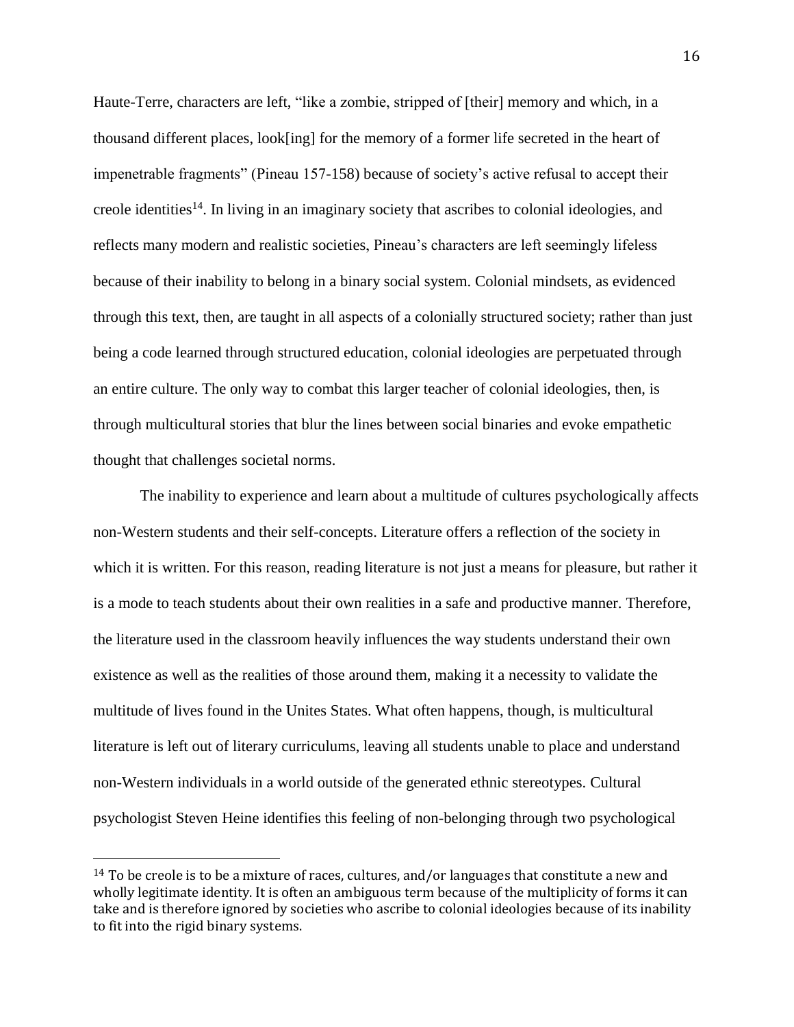Haute-Terre, characters are left, "like a zombie, stripped of [their] memory and which, in a thousand different places, look[ing] for the memory of a former life secreted in the heart of impenetrable fragments" (Pineau 157-158) because of society's active refusal to accept their creole identities[14]. In living in an imaginary society that ascribes to colonial ideologies, and reflects many modern and realistic societies, Pineau's characters are left seemingly lifeless because of their inability to belong in a binary social system. Colonial mindsets, as evidenced through this text, then, are taught in all aspects of a colonially structured society; rather than just being a code learned through structured education, colonial ideologies are perpetuated through an entire culture. The only way to combat this larger teacher of colonial ideologies, then, is through multicultural stories that blur the lines between social binaries and evoke empathetic thought that challenges societal norms.

The inability to experience and learn about a multitude of cultures psychologically affects non-Western students and their self-concepts. Literature offers a reflection of the society in which it is written. For this reason, reading literature is not just a means for pleasure, but rather it is a mode to teach students about their own realities in a safe and productive manner. Therefore, the literature used in the classroom heavily influences the way students understand their own existence as well as the realities of those around them, making it a necessity to validate the multitude of lives found in the Unites States. What often happens, though, is multicultural literature is left out of literary curriculums, leaving all students unable to place and understand non-Western individuals in a world outside of the generated ethnic stereotypes. Cultural psychologist Steven Heine identifies this feeling of non-belonging through two psychological

[14] To be creole is to be a mixture of races, cultures, and/or languages that constitute a new and wholly legitimate identity. It is often an ambiguous term because of the multiplicity of forms it can take and is therefore ignored by societies who ascribe to colonial ideologies because of its inability to fit into the rigid binary systems.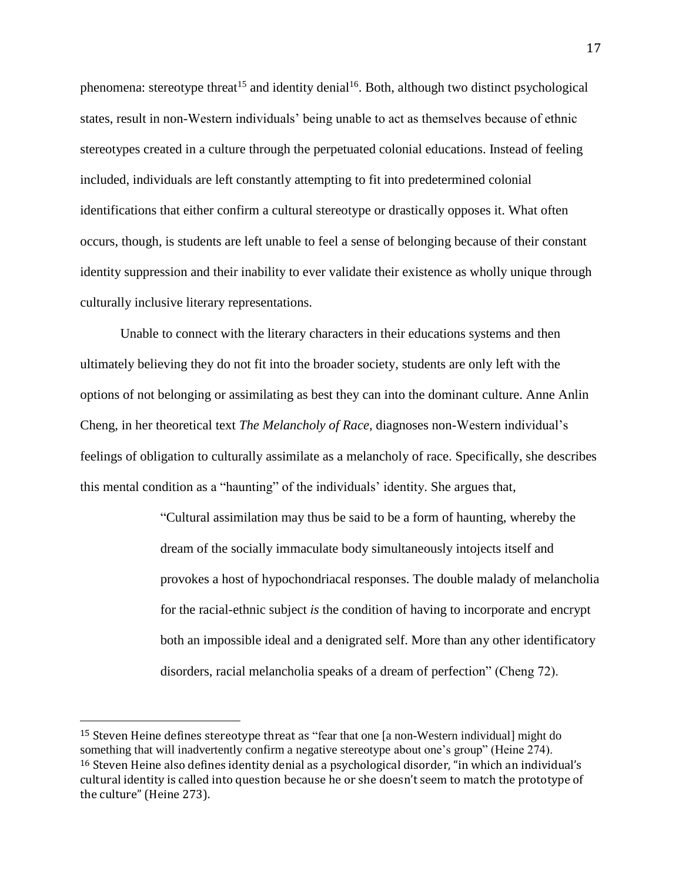phenomena: stereotype threat[15] and identity denial[16]. Both, although two distinct psychological states, result in non-Western individuals' being unable to act as themselves because of ethnic stereotypes created in a culture through the perpetuated colonial educations. Instead of feeling included, individuals are left constantly attempting to fit into predetermined colonial identifications that either confirm a cultural stereotype or drastically opposes it. What often occurs, though, is students are left unable to feel a sense of belonging because of their constant identity suppression and their inability to ever validate their existence as wholly unique through culturally inclusive literary representations.

Unable to connect with the literary characters in their educations systems and then ultimately believing they do not fit into the broader society, students are only left with the options of not belonging or assimilating as best they can into the dominant culture. Anne Anlin Cheng, in her theoretical text *The Melancholy of Race*, diagnoses non-Western individual's feelings of obligation to culturally assimilate as a melancholy of race. Specifically, she describes this mental condition as a "haunting" of the individuals' identity. She argues that,

> "Cultural assimilation may thus be said to be a form of haunting, whereby the dream of the socially immaculate body simultaneously intojects itself and provokes a host of hypochondriacal responses. The double malady of melancholia for the racial-ethnic subject *is* the condition of having to incorporate and encrypt both an impossible ideal and a denigrated self. More than any other identificatory disorders, racial melancholia speaks of a dream of perfection" (Cheng 72).

---

[15] Steven Heine defines stereotype threat as "fear that one [a non-Western individual] might do something that will inadvertently confirm a negative stereotype about one's group" (Heine 274).

[16] Steven Heine also defines identity denial as a psychological disorder, "in which an individual's cultural identity is called into question because he or she doesn't seem to match the prototype of the culture" (Heine 273).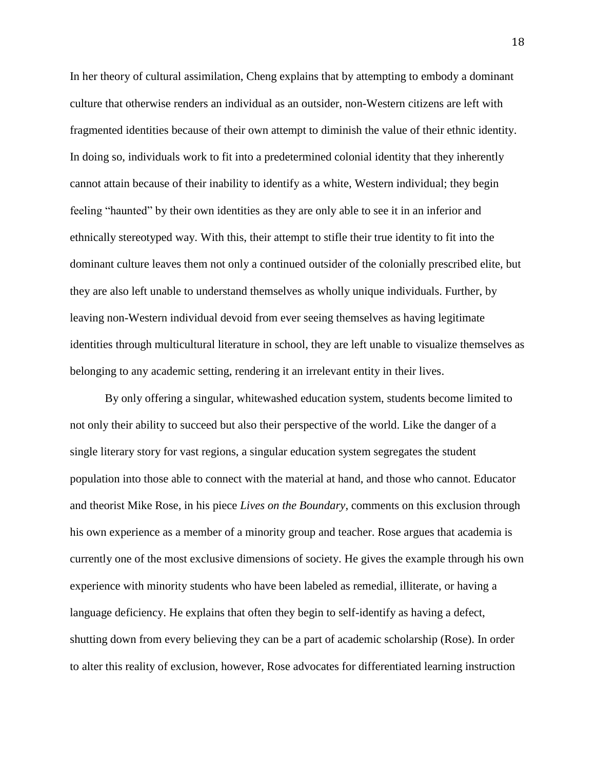In her theory of cultural assimilation, Cheng explains that by attempting to embody a dominant culture that otherwise renders an individual as an outsider, non-Western citizens are left with fragmented identities because of their own attempt to diminish the value of their ethnic identity. In doing so, individuals work to fit into a predetermined colonial identity that they inherently cannot attain because of their inability to identify as a white, Western individual; they begin feeling "haunted" by their own identities as they are only able to see it in an inferior and ethnically stereotyped way. With this, their attempt to stifle their true identity to fit into the dominant culture leaves them not only a continued outsider of the colonially prescribed elite, but they are also left unable to understand themselves as wholly unique individuals. Further, by leaving non-Western individual devoid from ever seeing themselves as having legitimate identities through multicultural literature in school, they are left unable to visualize themselves as belonging to any academic setting, rendering it an irrelevant entity in their lives.

By only offering a singular, whitewashed education system, students become limited to not only their ability to succeed but also their perspective of the world. Like the danger of a single literary story for vast regions, a singular education system segregates the student population into those able to connect with the material at hand, and those who cannot. Educator and theorist Mike Rose, in his piece *Lives on the Boundary*, comments on this exclusion through his own experience as a member of a minority group and teacher. Rose argues that academia is currently one of the most exclusive dimensions of society. He gives the example through his own experience with minority students who have been labeled as remedial, illiterate, or having a language deficiency. He explains that often they begin to self-identify as having a defect, shutting down from every believing they can be a part of academic scholarship (Rose). In order to alter this reality of exclusion, however, Rose advocates for differentiated learning instruction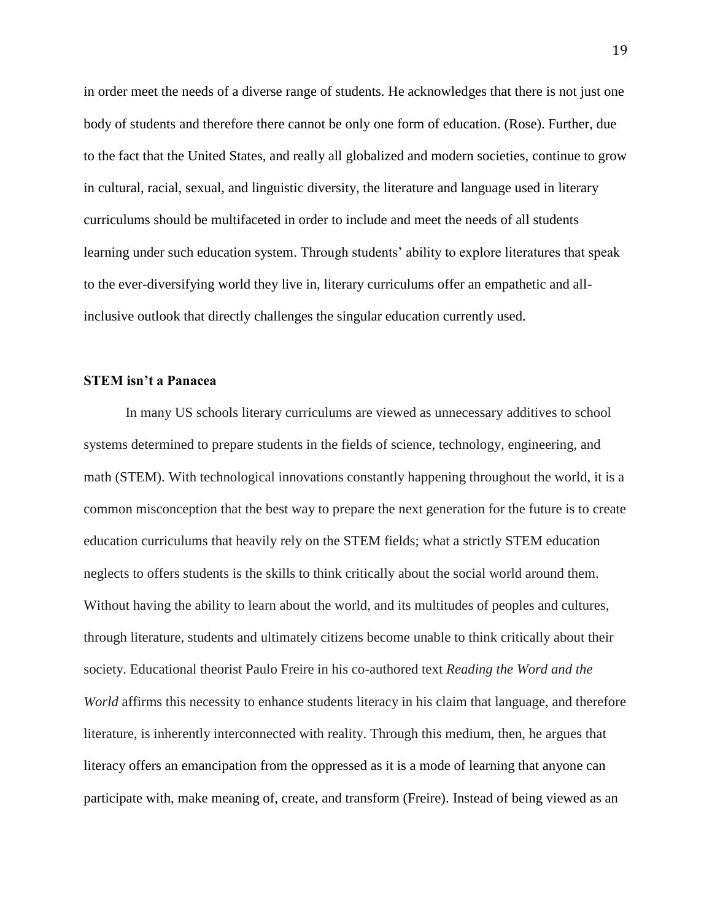in order meet the needs of a diverse range of students. He acknowledges that there is not just one body of students and therefore there cannot be only one form of education. (Rose). Further, due to the fact that the United States, and really all globalized and modern societies, continue to grow in cultural, racial, sexual, and linguistic diversity, the literature and language used in literary curriculums should be multifaceted in order to include and meet the needs of all students learning under such education system. Through students' ability to explore literatures that speak to the ever-diversifying world they live in, literary curriculums offer an empathetic and all-inclusive outlook that directly challenges the singular education currently used.

**STEM isn't a Panacea**

In many US schools literary curriculums are viewed as unnecessary additives to school systems determined to prepare students in the fields of science, technology, engineering, and math (STEM). With technological innovations constantly happening throughout the world, it is a common misconception that the best way to prepare the next generation for the future is to create education curriculums that heavily rely on the STEM fields; what a strictly STEM education neglects to offers students is the skills to think critically about the social world around them. Without having the ability to learn about the world, and its multitudes of peoples and cultures, through literature, students and ultimately citizens become unable to think critically about their society. Educational theorist Paulo Freire in his co-authored text *Reading the Word and the World* affirms this necessity to enhance students literacy in his claim that language, and therefore literature, is inherently interconnected with reality. Through this medium, then, he argues that literacy offers an emancipation from the oppressed as it is a mode of learning that anyone can participate with, make meaning of, create, and transform (Freire). Instead of being viewed as an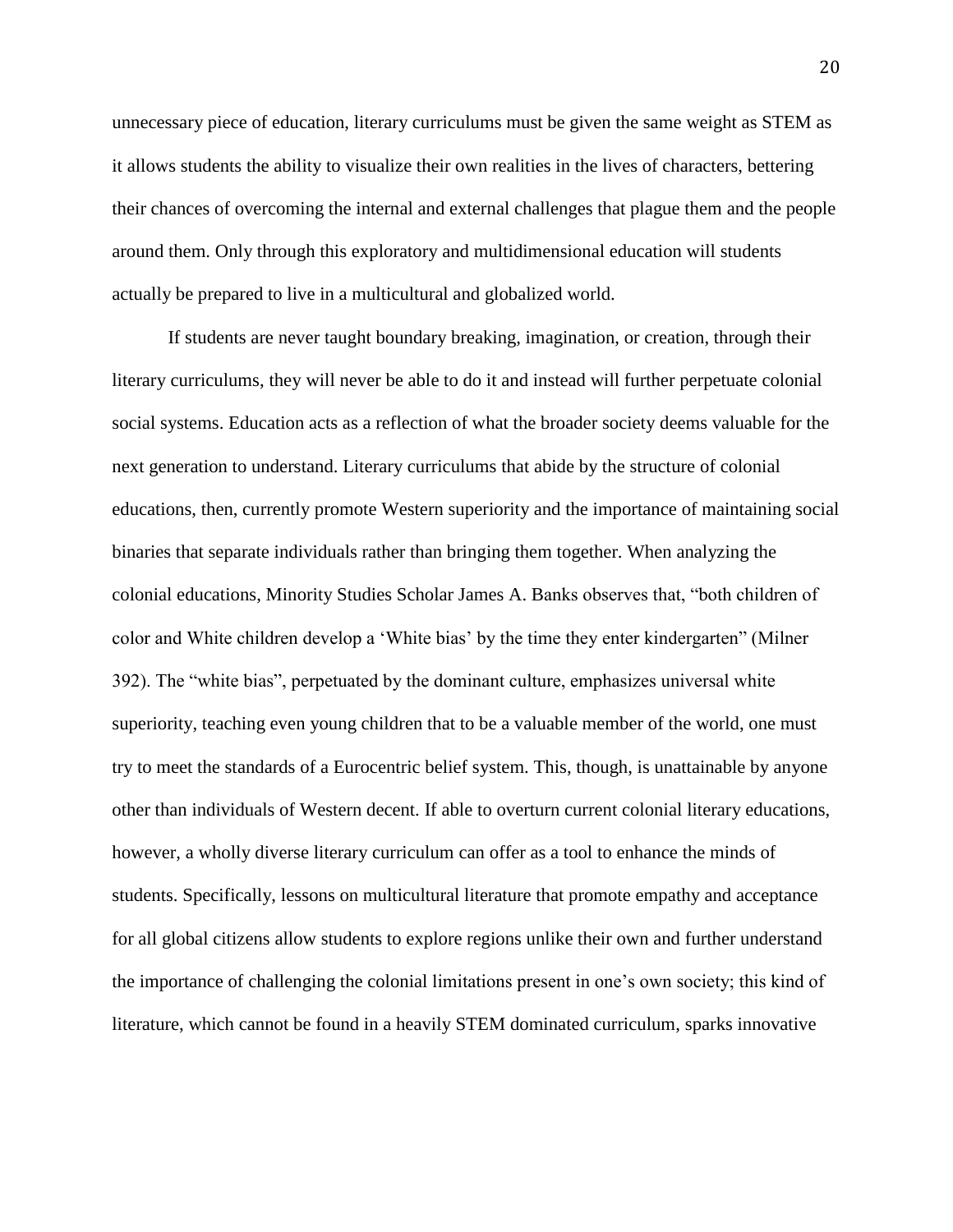unnecessary piece of education, literary curriculums must be given the same weight as STEM as it allows students the ability to visualize their own realities in the lives of characters, bettering their chances of overcoming the internal and external challenges that plague them and the people around them. Only through this exploratory and multidimensional education will students actually be prepared to live in a multicultural and globalized world.

If students are never taught boundary breaking, imagination, or creation, through their literary curriculums, they will never be able to do it and instead will further perpetuate colonial social systems. Education acts as a reflection of what the broader society deems valuable for the next generation to understand. Literary curriculums that abide by the structure of colonial educations, then, currently promote Western superiority and the importance of maintaining social binaries that separate individuals rather than bringing them together. When analyzing the colonial educations, Minority Studies Scholar James A. Banks observes that, "both children of color and White children develop a 'White bias' by the time they enter kindergarten" (Milner 392). The "white bias", perpetuated by the dominant culture, emphasizes universal white superiority, teaching even young children that to be a valuable member of the world, one must try to meet the standards of a Eurocentric belief system. This, though, is unattainable by anyone other than individuals of Western decent. If able to overturn current colonial literary educations, however, a wholly diverse literary curriculum can offer as a tool to enhance the minds of students. Specifically, lessons on multicultural literature that promote empathy and acceptance for all global citizens allow students to explore regions unlike their own and further understand the importance of challenging the colonial limitations present in one's own society; this kind of literature, which cannot be found in a heavily STEM dominated curriculum, sparks innovative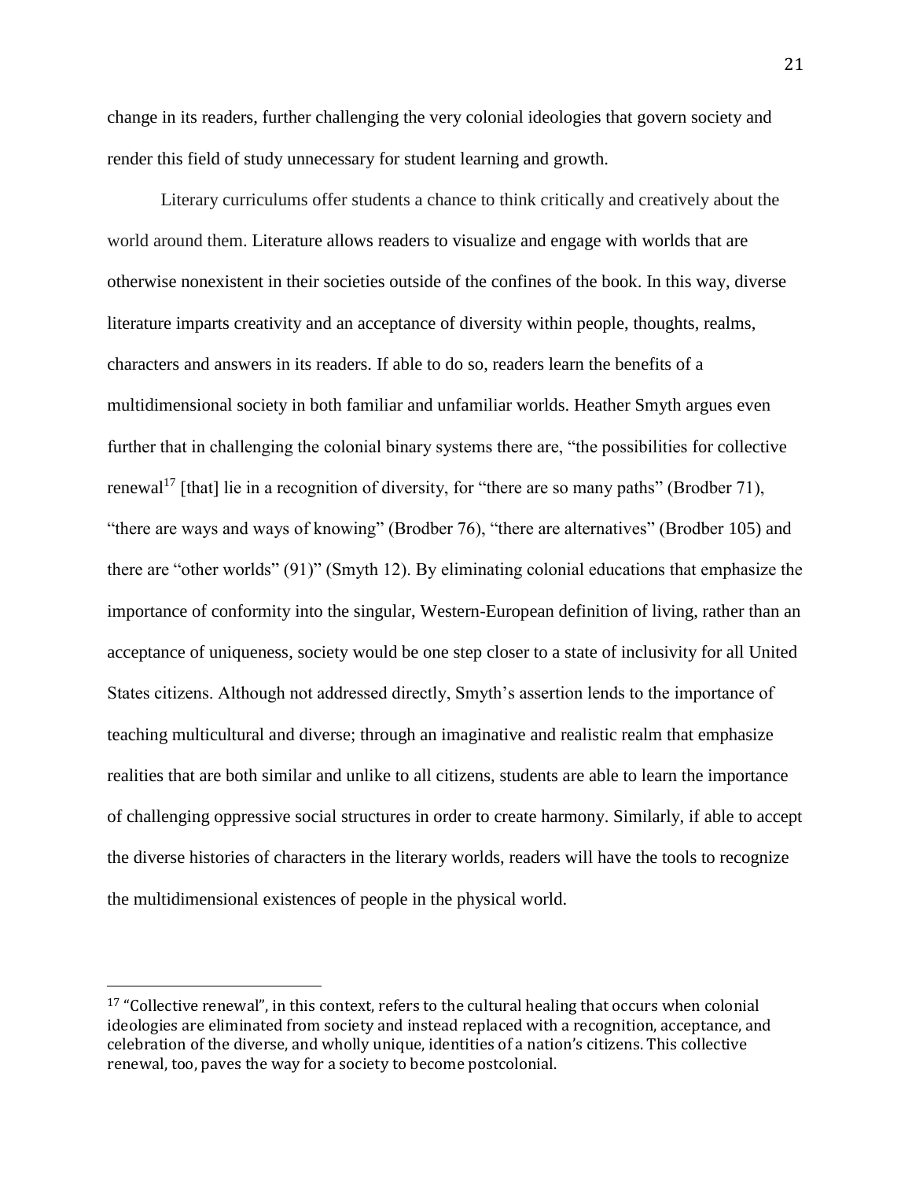change in its readers, further challenging the very colonial ideologies that govern society and render this field of study unnecessary for student learning and growth.

Literary curriculums offer students a chance to think critically and creatively about the world around them. Literature allows readers to visualize and engage with worlds that are otherwise nonexistent in their societies outside of the confines of the book. In this way, diverse literature imparts creativity and an acceptance of diversity within people, thoughts, realms, characters and answers in its readers. If able to do so, readers learn the benefits of a multidimensional society in both familiar and unfamiliar worlds. Heather Smyth argues even further that in challenging the colonial binary systems there are, "the possibilities for collective renewal[17] [that] lie in a recognition of diversity, for "there are so many paths" (Brodber 71), "there are ways and ways of knowing" (Brodber 76), "there are alternatives" (Brodber 105) and there are "other worlds" (91)" (Smyth 12). By eliminating colonial educations that emphasize the importance of conformity into the singular, Western-European definition of living, rather than an acceptance of uniqueness, society would be one step closer to a state of inclusivity for all United States citizens. Although not addressed directly, Smyth's assertion lends to the importance of teaching multicultural and diverse; through an imaginative and realistic realm that emphasize realities that are both similar and unlike to all citizens, students are able to learn the importance of challenging oppressive social structures in order to create harmony. Similarly, if able to accept the diverse histories of characters in the literary worlds, readers will have the tools to recognize the multidimensional existences of people in the physical world.

---

[17] "Collective renewal", in this context, refers to the cultural healing that occurs when colonial ideologies are eliminated from society and instead replaced with a recognition, acceptance, and celebration of the diverse, and wholly unique, identities of a nation's citizens. This collective renewal, too, paves the way for a society to become postcolonial.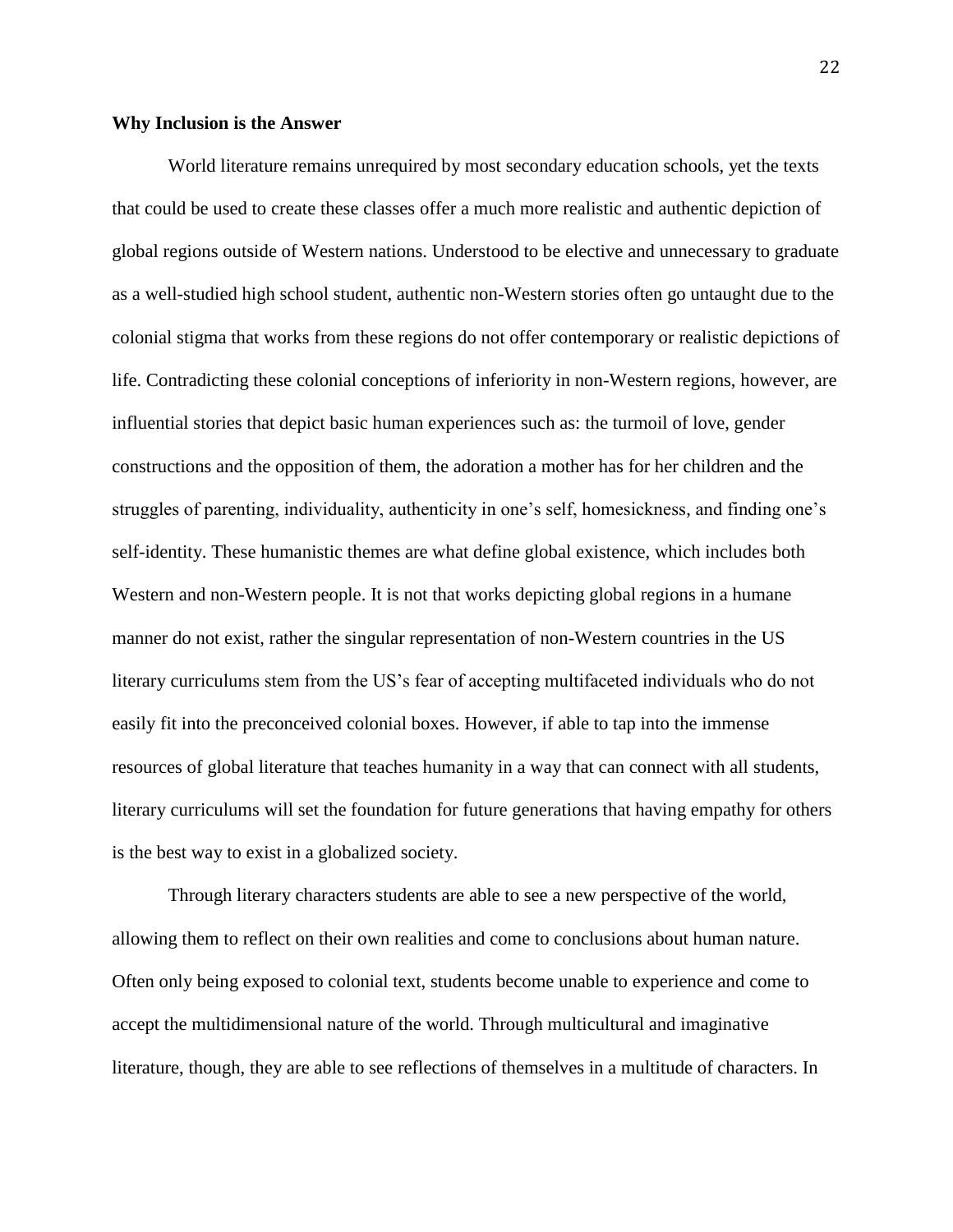**Why Inclusion is the Answer**

World literature remains unrequired by most secondary education schools, yet the texts that could be used to create these classes offer a much more realistic and authentic depiction of global regions outside of Western nations. Understood to be elective and unnecessary to graduate as a well-studied high school student, authentic non-Western stories often go untaught due to the colonial stigma that works from these regions do not offer contemporary or realistic depictions of life. Contradicting these colonial conceptions of inferiority in non-Western regions, however, are influential stories that depict basic human experiences such as: the turmoil of love, gender constructions and the opposition of them, the adoration a mother has for her children and the struggles of parenting, individuality, authenticity in one's self, homesickness, and finding one's self-identity. These humanistic themes are what define global existence, which includes both Western and non-Western people. It is not that works depicting global regions in a humane manner do not exist, rather the singular representation of non-Western countries in the US literary curriculums stem from the US's fear of accepting multifaceted individuals who do not easily fit into the preconceived colonial boxes. However, if able to tap into the immense resources of global literature that teaches humanity in a way that can connect with all students, literary curriculums will set the foundation for future generations that having empathy for others is the best way to exist in a globalized society.

Through literary characters students are able to see a new perspective of the world, allowing them to reflect on their own realities and come to conclusions about human nature. Often only being exposed to colonial text, students become unable to experience and come to accept the multidimensional nature of the world. Through multicultural and imaginative literature, though, they are able to see reflections of themselves in a multitude of characters. In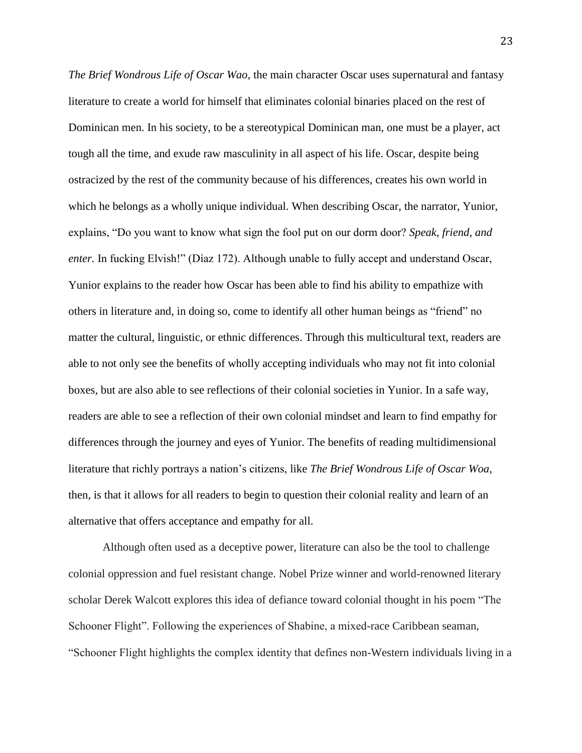*The Brief Wondrous Life of Oscar Wao,* the main character Oscar uses supernatural and fantasy literature to create a world for himself that eliminates colonial binaries placed on the rest of Dominican men. In his society, to be a stereotypical Dominican man, one must be a player, act tough all the time, and exude raw masculinity in all aspect of his life. Oscar, despite being ostracized by the rest of the community because of his differences, creates his own world in which he belongs as a wholly unique individual. When describing Oscar, the narrator, Yunior, explains, "Do you want to know what sign the fool put on our dorm door? *Speak, friend, and enter.* In fucking Elvish!" (Díaz 172). Although unable to fully accept and understand Oscar, Yunior explains to the reader how Oscar has been able to find his ability to empathize with others in literature and, in doing so, come to identify all other human beings as "friend" no matter the cultural, linguistic, or ethnic differences. Through this multicultural text, readers are able to not only see the benefits of wholly accepting individuals who may not fit into colonial boxes, but are also able to see reflections of their colonial societies in Yunior. In a safe way, readers are able to see a reflection of their own colonial mindset and learn to find empathy for differences through the journey and eyes of Yunior. The benefits of reading multidimensional literature that richly portrays a nation's citizens, like *The Brief Wondrous Life of Oscar Woa*, then, is that it allows for all readers to begin to question their colonial reality and learn of an alternative that offers acceptance and empathy for all.

Although often used as a deceptive power, literature can also be the tool to challenge colonial oppression and fuel resistant change. Nobel Prize winner and world-renowned literary scholar Derek Walcott explores this idea of defiance toward colonial thought in his poem "The Schooner Flight". Following the experiences of Shabine, a mixed-race Caribbean seaman, "Schooner Flight highlights the complex identity that defines non-Western individuals living in a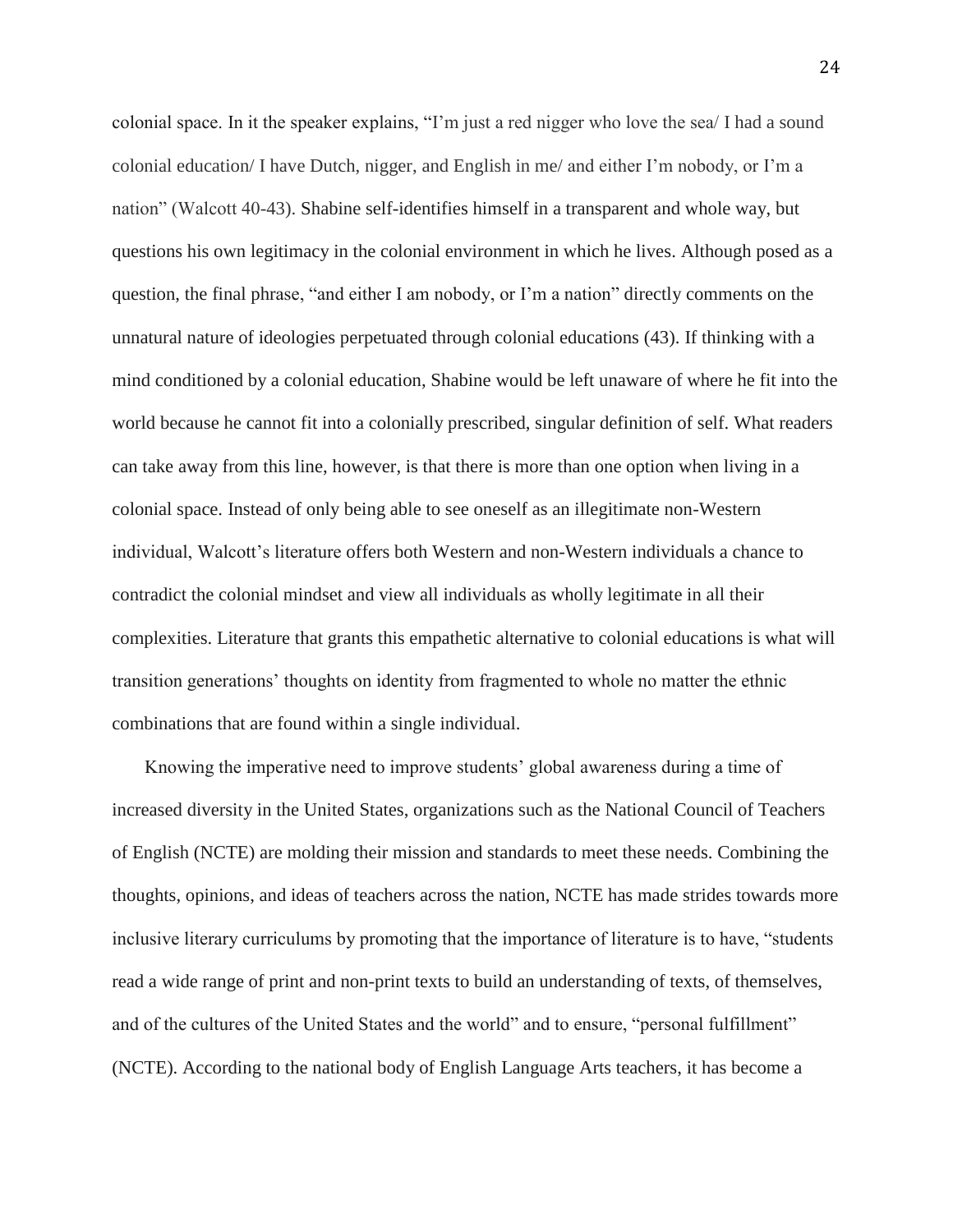colonial space. In it the speaker explains, "I'm just a red nigger who love the sea/ I had a sound colonial education/ I have Dutch, nigger, and English in me/ and either I'm nobody, or I'm a nation" (Walcott 40-43). Shabine self-identifies himself in a transparent and whole way, but questions his own legitimacy in the colonial environment in which he lives. Although posed as a question, the final phrase, "and either I am nobody, or I'm a nation" directly comments on the unnatural nature of ideologies perpetuated through colonial educations (43). If thinking with a mind conditioned by a colonial education, Shabine would be left unaware of where he fit into the world because he cannot fit into a colonially prescribed, singular definition of self. What readers can take away from this line, however, is that there is more than one option when living in a colonial space. Instead of only being able to see oneself as an illegitimate non-Western individual, Walcott's literature offers both Western and non-Western individuals a chance to contradict the colonial mindset and view all individuals as wholly legitimate in all their complexities. Literature that grants this empathetic alternative to colonial educations is what will transition generations' thoughts on identity from fragmented to whole no matter the ethnic combinations that are found within a single individual.

Knowing the imperative need to improve students' global awareness during a time of increased diversity in the United States, organizations such as the National Council of Teachers of English (NCTE) are molding their mission and standards to meet these needs. Combining the thoughts, opinions, and ideas of teachers across the nation, NCTE has made strides towards more inclusive literary curriculums by promoting that the importance of literature is to have, "students read a wide range of print and non-print texts to build an understanding of texts, of themselves, and of the cultures of the United States and the world" and to ensure, "personal fulfillment" (NCTE). According to the national body of English Language Arts teachers, it has become a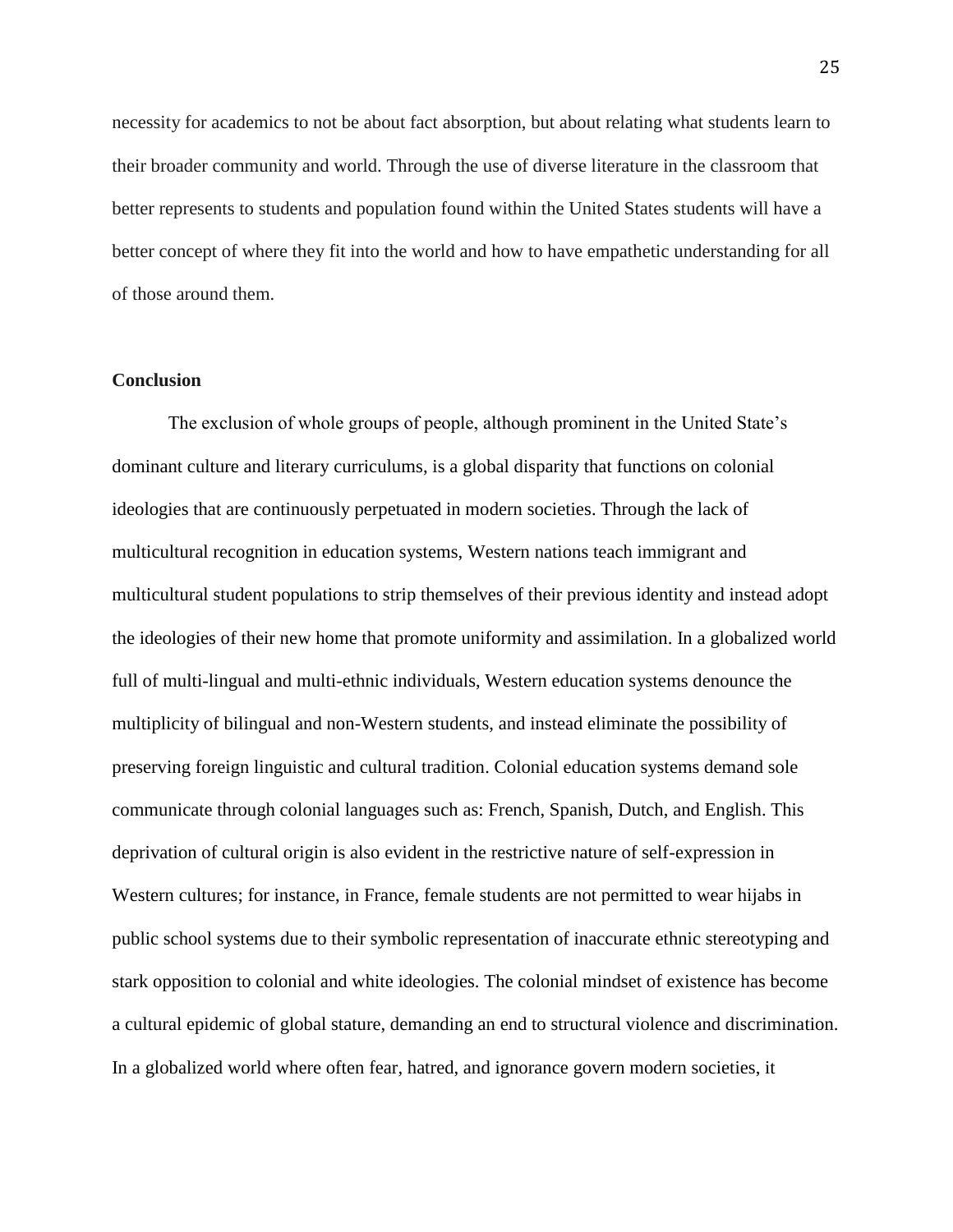necessity for academics to not be about fact absorption, but about relating what students learn to their broader community and world. Through the use of diverse literature in the classroom that better represents to students and population found within the United States students will have a better concept of where they fit into the world and how to have empathetic understanding for all of those around them.

**Conclusion**

The exclusion of whole groups of people, although prominent in the United State's dominant culture and literary curriculums, is a global disparity that functions on colonial ideologies that are continuously perpetuated in modern societies. Through the lack of multicultural recognition in education systems, Western nations teach immigrant and multicultural student populations to strip themselves of their previous identity and instead adopt the ideologies of their new home that promote uniformity and assimilation. In a globalized world full of multi-lingual and multi-ethnic individuals, Western education systems denounce the multiplicity of bilingual and non-Western students, and instead eliminate the possibility of preserving foreign linguistic and cultural tradition. Colonial education systems demand sole communicate through colonial languages such as: French, Spanish, Dutch, and English. This deprivation of cultural origin is also evident in the restrictive nature of self-expression in Western cultures; for instance, in France, female students are not permitted to wear hijabs in public school systems due to their symbolic representation of inaccurate ethnic stereotyping and stark opposition to colonial and white ideologies. The colonial mindset of existence has become a cultural epidemic of global stature, demanding an end to structural violence and discrimination. In a globalized world where often fear, hatred, and ignorance govern modern societies, it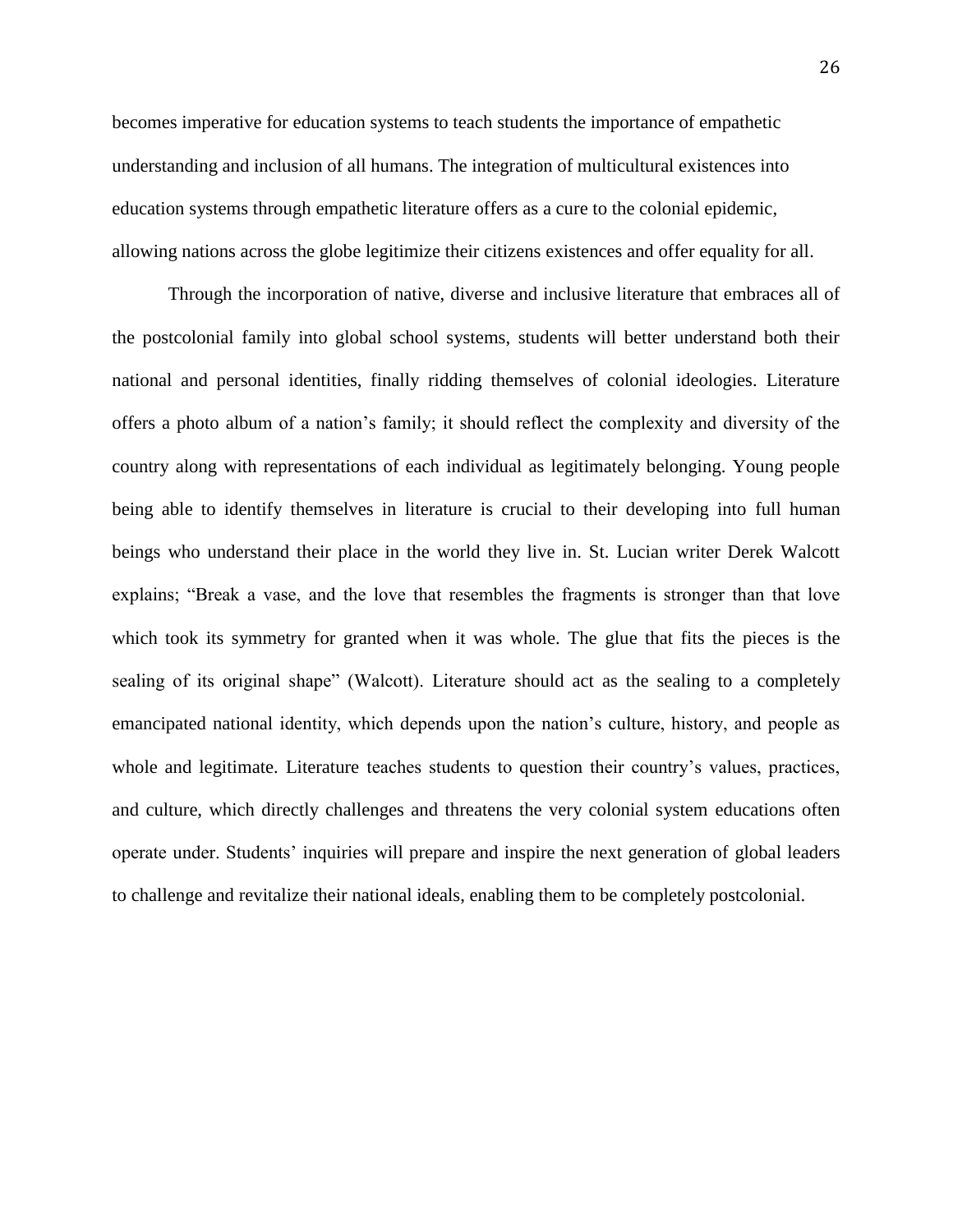becomes imperative for education systems to teach students the importance of empathetic understanding and inclusion of all humans. The integration of multicultural existences into education systems through empathetic literature offers as a cure to the colonial epidemic, allowing nations across the globe legitimize their citizens existences and offer equality for all.

Through the incorporation of native, diverse and inclusive literature that embraces all of the postcolonial family into global school systems, students will better understand both their national and personal identities, finally ridding themselves of colonial ideologies. Literature offers a photo album of a nation's family; it should reflect the complexity and diversity of the country along with representations of each individual as legitimately belonging. Young people being able to identify themselves in literature is crucial to their developing into full human beings who understand their place in the world they live in. St. Lucian writer Derek Walcott explains; "Break a vase, and the love that resembles the fragments is stronger than that love which took its symmetry for granted when it was whole. The glue that fits the pieces is the sealing of its original shape" (Walcott). Literature should act as the sealing to a completely emancipated national identity, which depends upon the nation's culture, history, and people as whole and legitimate. Literature teaches students to question their country's values, practices, and culture, which directly challenges and threatens the very colonial system educations often operate under. Students' inquiries will prepare and inspire the next generation of global leaders to challenge and revitalize their national ideals, enabling them to be completely postcolonial.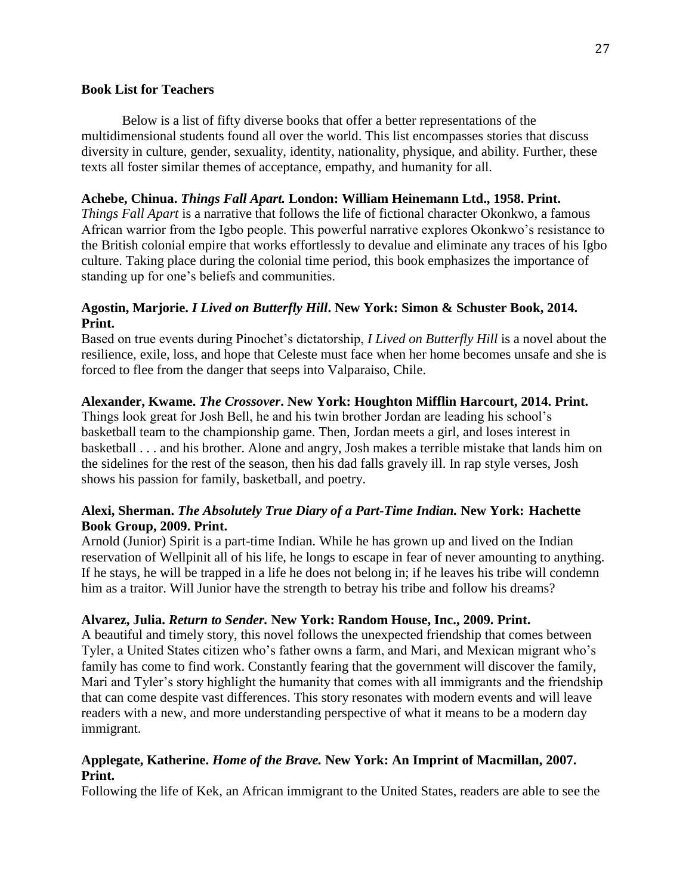**Book List for Teachers**

Below is a list of fifty diverse books that offer a better representations of the multidimensional students found all over the world. This list encompasses stories that discuss diversity in culture, gender, sexuality, identity, nationality, physique, and ability. Further, these texts all foster similar themes of acceptance, empathy, and humanity for all.

**Achebe, Chinua. *Things Fall Apart.* London: William Heinemann Ltd., 1958. Print.**
*Things Fall Apart* is a narrative that follows the life of fictional character Okonkwo, a famous African warrior from the Igbo people. This powerful narrative explores Okonkwo's resistance to the British colonial empire that works effortlessly to devalue and eliminate any traces of his Igbo culture. Taking place during the colonial time period, this book emphasizes the importance of standing up for one's beliefs and communities.

**Agostin, Marjorie. *I Lived on Butterfly Hill*. New York: Simon & Schuster Book, 2014. Print.**
Based on true events during Pinochet's dictatorship, *I Lived on Butterfly Hill* is a novel about the resilience, exile, loss, and hope that Celeste must face when her home becomes unsafe and she is forced to flee from the danger that seeps into Valparaiso, Chile.

**Alexander, Kwame. *The Crossover*. New York: Houghton Mifflin Harcourt, 2014. Print.**
Things look great for Josh Bell, he and his twin brother Jordan are leading his school's basketball team to the championship game. Then, Jordan meets a girl, and loses interest in basketball . . . and his brother. Alone and angry, Josh makes a terrible mistake that lands him on the sidelines for the rest of the season, then his dad falls gravely ill. In rap style verses, Josh shows his passion for family, basketball, and poetry.

**Alexi, Sherman. *The Absolutely True Diary of a Part-Time Indian.* New York: Hachette Book Group, 2009. Print.**
Arnold (Junior) Spirit is a part-time Indian. While he has grown up and lived on the Indian reservation of Wellpinit all of his life, he longs to escape in fear of never amounting to anything. If he stays, he will be trapped in a life he does not belong in; if he leaves his tribe will condemn him as a traitor. Will Junior have the strength to betray his tribe and follow his dreams?

**Alvarez, Julia. *Return to Sender.* New York: Random House, Inc., 2009. Print.**
A beautiful and timely story, this novel follows the unexpected friendship that comes between Tyler, a United States citizen who's father owns a farm, and Mari, and Mexican migrant who's family has come to find work. Constantly fearing that the government will discover the family, Mari and Tyler's story highlight the humanity that comes with all immigrants and the friendship that can come despite vast differences. This story resonates with modern events and will leave readers with a new, and more understanding perspective of what it means to be a modern day immigrant.

**Applegate, Katherine. *Home of the Brave.* New York: An Imprint of Macmillan, 2007. Print.**
Following the life of Kek, an African immigrant to the United States, readers are able to see the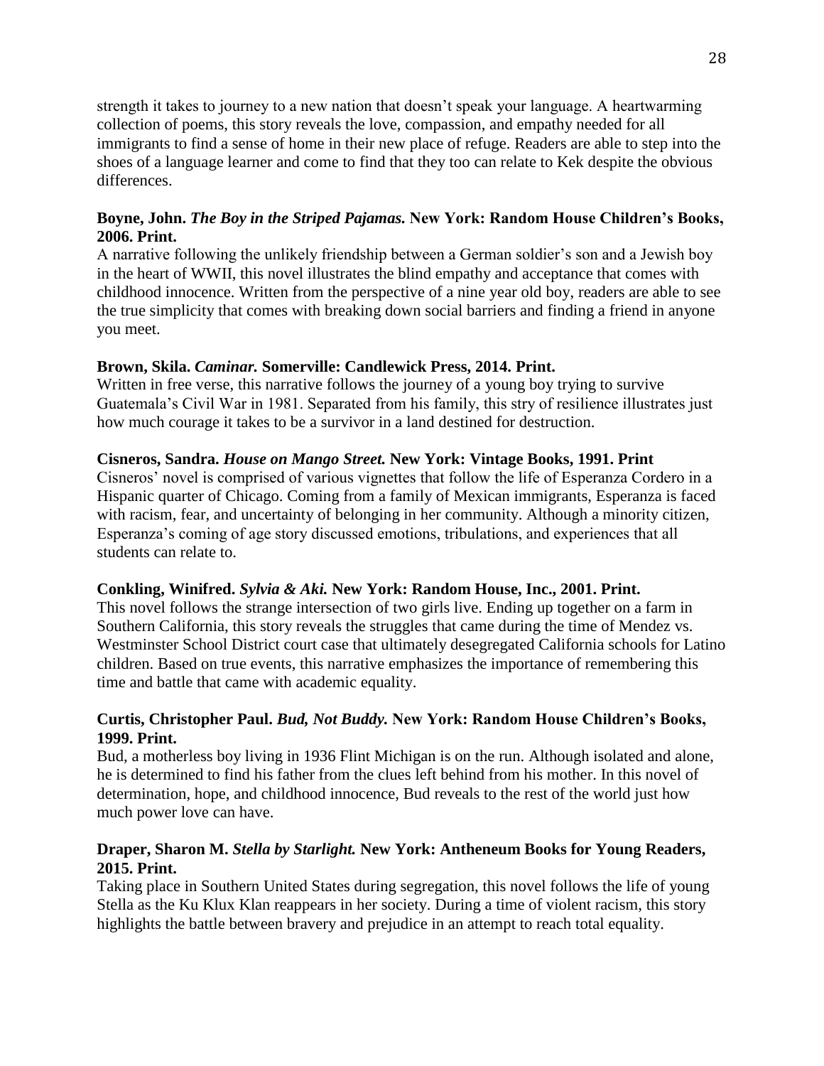strength it takes to journey to a new nation that doesn't speak your language. A heartwarming collection of poems, this story reveals the love, compassion, and empathy needed for all immigrants to find a sense of home in their new place of refuge. Readers are able to step into the shoes of a language learner and come to find that they too can relate to Kek despite the obvious differences.

**Boyne, John. *The Boy in the Striped Pajamas.* New York: Random House Children's Books, 2006. Print.**
A narrative following the unlikely friendship between a German soldier's son and a Jewish boy in the heart of WWII, this novel illustrates the blind empathy and acceptance that comes with childhood innocence. Written from the perspective of a nine year old boy, readers are able to see the true simplicity that comes with breaking down social barriers and finding a friend in anyone you meet.

**Brown, Skila. *Caminar.* Somerville: Candlewick Press, 2014. Print.**
Written in free verse, this narrative follows the journey of a young boy trying to survive Guatemala's Civil War in 1981. Separated from his family, this stry of resilience illustrates just how much courage it takes to be a survivor in a land destined for destruction.

**Cisneros, Sandra. *House on Mango Street.* New York: Vintage Books, 1991. Print**
Cisneros' novel is comprised of various vignettes that follow the life of Esperanza Cordero in a Hispanic quarter of Chicago. Coming from a family of Mexican immigrants, Esperanza is faced with racism, fear, and uncertainty of belonging in her community. Although a minority citizen, Esperanza's coming of age story discussed emotions, tribulations, and experiences that all students can relate to.

**Conkling, Winifred. *Sylvia & Aki.* New York: Random House, Inc., 2001. Print.**
This novel follows the strange intersection of two girls live. Ending up together on a farm in Southern California, this story reveals the struggles that came during the time of Mendez vs. Westminster School District court case that ultimately desegregated California schools for Latino children. Based on true events, this narrative emphasizes the importance of remembering this time and battle that came with academic equality.

**Curtis, Christopher Paul. *Bud, Not Buddy.* New York: Random House Children's Books, 1999. Print.**
Bud, a motherless boy living in 1936 Flint Michigan is on the run. Although isolated and alone, he is determined to find his father from the clues left behind from his mother. In this novel of determination, hope, and childhood innocence, Bud reveals to the rest of the world just how much power love can have.

**Draper, Sharon M. *Stella by Starlight.* New York: Antheneum Books for Young Readers, 2015. Print.**
Taking place in Southern United States during segregation, this novel follows the life of young Stella as the Ku Klux Klan reappears in her society. During a time of violent racism, this story highlights the battle between bravery and prejudice in an attempt to reach total equality.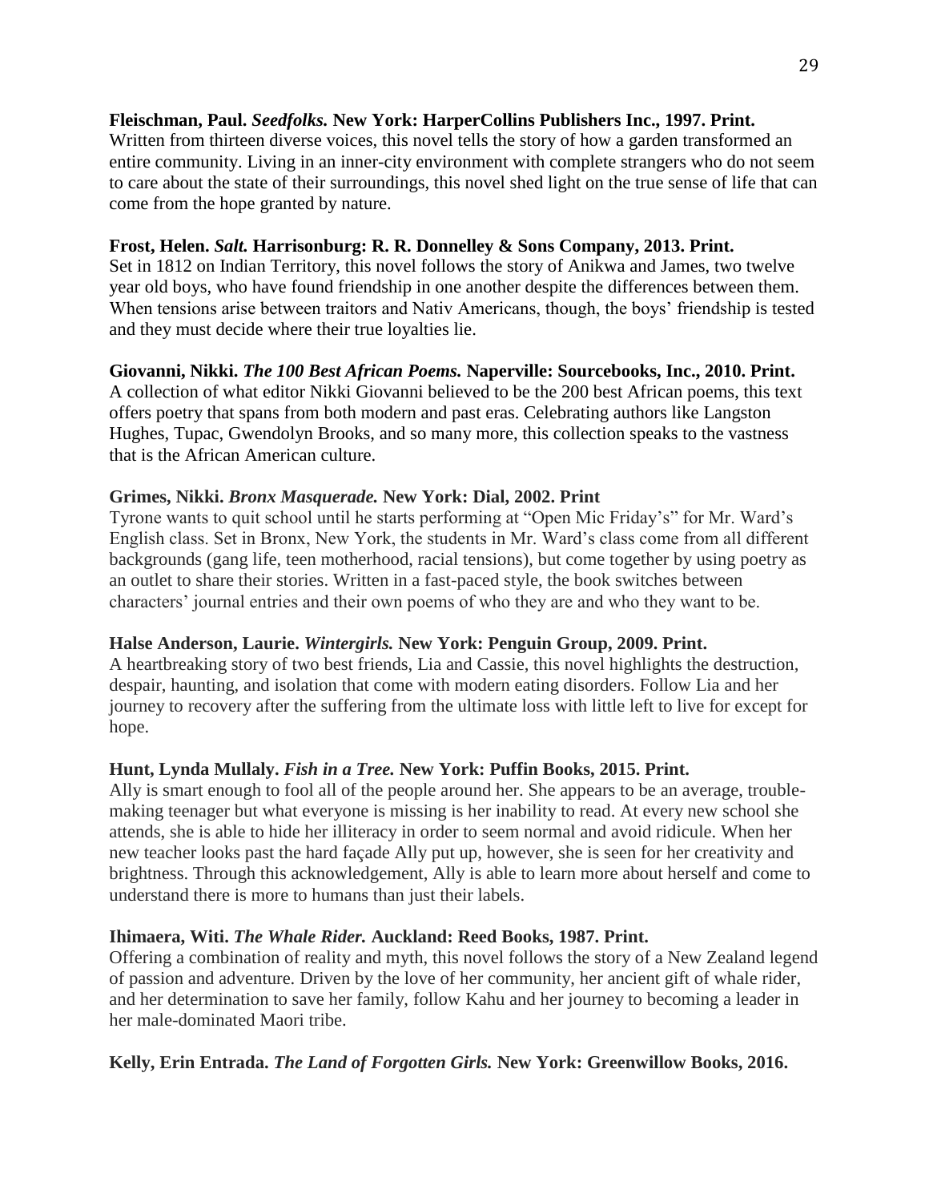**Fleischman, Paul. *Seedfolks.* New York: HarperCollins Publishers Inc., 1997. Print.**
Written from thirteen diverse voices, this novel tells the story of how a garden transformed an entire community. Living in an inner-city environment with complete strangers who do not seem to care about the state of their surroundings, this novel shed light on the true sense of life that can come from the hope granted by nature.

**Frost, Helen. *Salt.* Harrisonburg: R. R. Donnelley & Sons Company, 2013. Print.**
Set in 1812 on Indian Territory, this novel follows the story of Anikwa and James, two twelve year old boys, who have found friendship in one another despite the differences between them. When tensions arise between traitors and Nativ Americans, though, the boys' friendship is tested and they must decide where their true loyalties lie.

**Giovanni, Nikki. *The 100 Best African Poems.* Naperville: Sourcebooks, Inc., 2010. Print.**
A collection of what editor Nikki Giovanni believed to be the 200 best African poems, this text offers poetry that spans from both modern and past eras. Celebrating authors like Langston Hughes, Tupac, Gwendolyn Brooks, and so many more, this collection speaks to the vastness that is the African American culture.

**Grimes, Nikki. *Bronx Masquerade.* New York: Dial, 2002. Print**
Tyrone wants to quit school until he starts performing at "Open Mic Friday's" for Mr. Ward's English class. Set in Bronx, New York, the students in Mr. Ward's class come from all different backgrounds (gang life, teen motherhood, racial tensions), but come together by using poetry as an outlet to share their stories. Written in a fast-paced style, the book switches between characters' journal entries and their own poems of who they are and who they want to be.

**Halse Anderson, Laurie. *Wintergirls.* New York: Penguin Group, 2009. Print.**
A heartbreaking story of two best friends, Lia and Cassie, this novel highlights the destruction, despair, haunting, and isolation that come with modern eating disorders. Follow Lia and her journey to recovery after the suffering from the ultimate loss with little left to live for except for hope.

**Hunt, Lynda Mullaly. *Fish in a Tree.* New York: Puffin Books, 2015. Print.**
Ally is smart enough to fool all of the people around her. She appears to be an average, trouble-making teenager but what everyone is missing is her inability to read. At every new school she attends, she is able to hide her illiteracy in order to seem normal and avoid ridicule. When her new teacher looks past the hard façade Ally put up, however, she is seen for her creativity and brightness. Through this acknowledgement, Ally is able to learn more about herself and come to understand there is more to humans than just their labels.

**Ihimaera, Witi. *The Whale Rider.* Auckland: Reed Books, 1987. Print.**
Offering a combination of reality and myth, this novel follows the story of a New Zealand legend of passion and adventure. Driven by the love of her community, her ancient gift of whale rider, and her determination to save her family, follow Kahu and her journey to becoming a leader in her male-dominated Maori tribe.

**Kelly, Erin Entrada. *The Land of Forgotten Girls.* New York: Greenwillow Books, 2016.**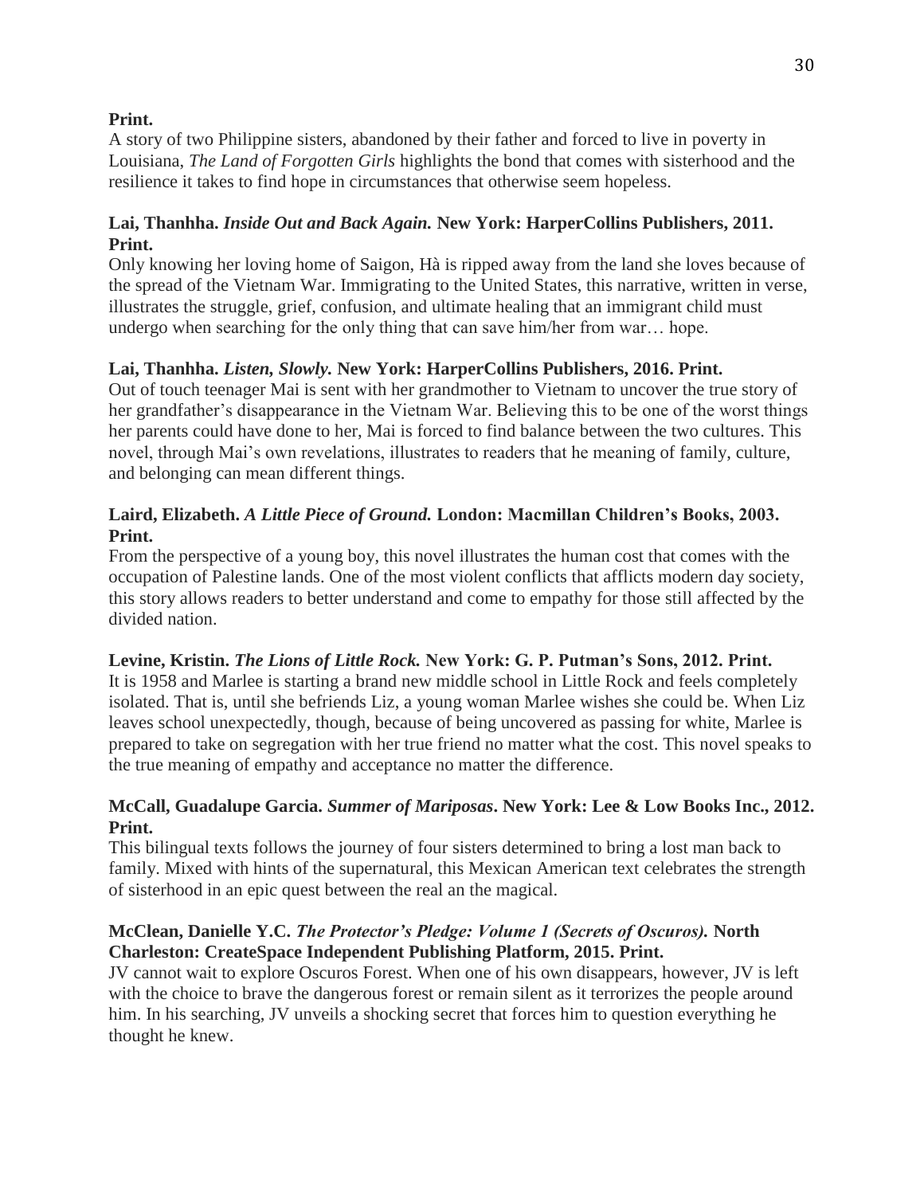**Print.**
A story of two Philippine sisters, abandoned by their father and forced to live in poverty in Louisiana, *The Land of Forgotten Girls* highlights the bond that comes with sisterhood and the resilience it takes to find hope in circumstances that otherwise seem hopeless.

**Lai, Thanhha. *Inside Out and Back Again.* New York: HarperCollins Publishers, 2011. Print.**
Only knowing her loving home of Saigon, Hà is ripped away from the land she loves because of the spread of the Vietnam War. Immigrating to the United States, this narrative, written in verse, illustrates the struggle, grief, confusion, and ultimate healing that an immigrant child must undergo when searching for the only thing that can save him/her from war… hope.

**Lai, Thanhha. *Listen, Slowly.* New York: HarperCollins Publishers, 2016. Print.**
Out of touch teenager Mai is sent with her grandmother to Vietnam to uncover the true story of her grandfather's disappearance in the Vietnam War. Believing this to be one of the worst things her parents could have done to her, Mai is forced to find balance between the two cultures. This novel, through Mai's own revelations, illustrates to readers that he meaning of family, culture, and belonging can mean different things.

**Laird, Elizabeth. *A Little Piece of Ground.* London: Macmillan Children's Books, 2003. Print.**
From the perspective of a young boy, this novel illustrates the human cost that comes with the occupation of Palestine lands. One of the most violent conflicts that afflicts modern day society, this story allows readers to better understand and come to empathy for those still affected by the divided nation.

**Levine, Kristin. *The Lions of Little Rock.* New York: G. P. Putman's Sons, 2012. Print.**
It is 1958 and Marlee is starting a brand new middle school in Little Rock and feels completely isolated. That is, until she befriends Liz, a young woman Marlee wishes she could be. When Liz leaves school unexpectedly, though, because of being uncovered as passing for white, Marlee is prepared to take on segregation with her true friend no matter what the cost. This novel speaks to the true meaning of empathy and acceptance no matter the difference.

**McCall, Guadalupe Garcia. *Summer of Mariposas*. New York: Lee & Low Books Inc., 2012. Print.**
This bilingual texts follows the journey of four sisters determined to bring a lost man back to family. Mixed with hints of the supernatural, this Mexican American text celebrates the strength of sisterhood in an epic quest between the real an the magical.

**McClean, Danielle Y.C. *The Protector's Pledge: Volume 1 (Secrets of Oscuros).* North Charleston: CreateSpace Independent Publishing Platform, 2015. Print.**
JV cannot wait to explore Oscuros Forest. When one of his own disappears, however, JV is left with the choice to brave the dangerous forest or remain silent as it terrorizes the people around him. In his searching, JV unveils a shocking secret that forces him to question everything he thought he knew.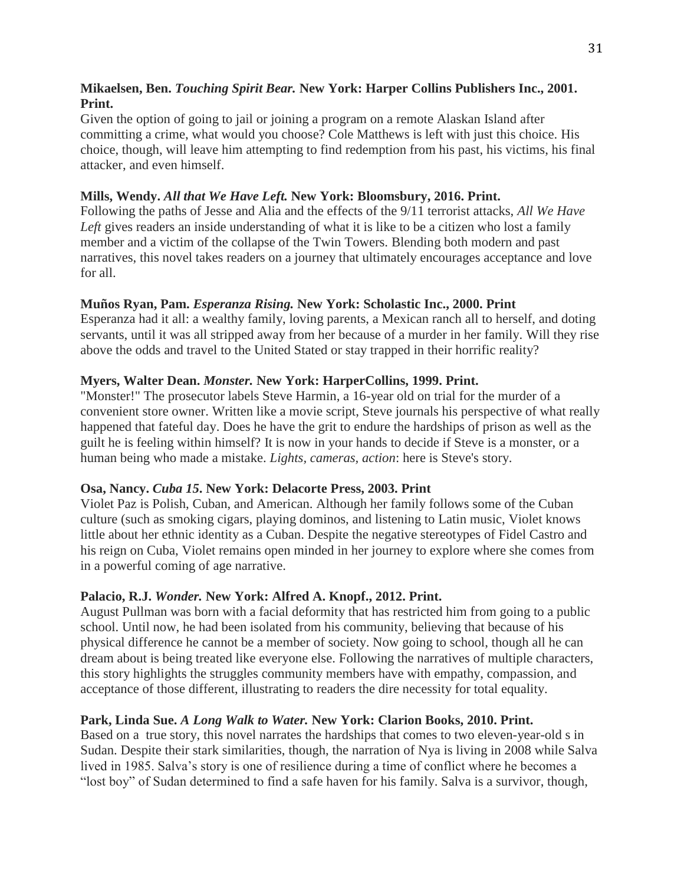**Mikaelsen, Ben. *Touching Spirit Bear.* New York: Harper Collins Publishers Inc., 2001. Print.**
Given the option of going to jail or joining a program on a remote Alaskan Island after committing a crime, what would you choose? Cole Matthews is left with just this choice. His choice, though, will leave him attempting to find redemption from his past, his victims, his final attacker, and even himself.

**Mills, Wendy. *All that We Have Left.* New York: Bloomsbury, 2016. Print.**
Following the paths of Jesse and Alia and the effects of the 9/11 terrorist attacks, *All We Have Left* gives readers an inside understanding of what it is like to be a citizen who lost a family member and a victim of the collapse of the Twin Towers. Blending both modern and past narratives, this novel takes readers on a journey that ultimately encourages acceptance and love for all.

**Muños Ryan, Pam. *Esperanza Rising.* New York: Scholastic Inc., 2000. Print**
Esperanza had it all: a wealthy family, loving parents, a Mexican ranch all to herself, and doting servants, until it was all stripped away from her because of a murder in her family. Will they rise above the odds and travel to the United Stated or stay trapped in their horrific reality?

**Myers, Walter Dean. *Monster.* New York: HarperCollins, 1999. Print.**
"Monster!" The prosecutor labels Steve Harmin, a 16-year old on trial for the murder of a convenient store owner. Written like a movie script, Steve journals his perspective of what really happened that fateful day. Does he have the grit to endure the hardships of prison as well as the guilt he is feeling within himself? It is now in your hands to decide if Steve is a monster, or a human being who made a mistake. *Lights, cameras, action*: here is Steve's story.

**Osa, Nancy. *Cuba 15.* New York: Delacorte Press, 2003. Print**
Violet Paz is Polish, Cuban, and American. Although her family follows some of the Cuban culture (such as smoking cigars, playing dominos, and listening to Latin music, Violet knows little about her ethnic identity as a Cuban. Despite the negative stereotypes of Fidel Castro and his reign on Cuba, Violet remains open minded in her journey to explore where she comes from in a powerful coming of age narrative.

**Palacio, R.J. *Wonder.* New York: Alfred A. Knopf., 2012. Print.**
August Pullman was born with a facial deformity that has restricted him from going to a public school. Until now, he had been isolated from his community, believing that because of his physical difference he cannot be a member of society. Now going to school, though all he can dream about is being treated like everyone else. Following the narratives of multiple characters, this story highlights the struggles community members have with empathy, compassion, and acceptance of those different, illustrating to readers the dire necessity for total equality.

**Park, Linda Sue. *A Long Walk to Water.* New York: Clarion Books, 2010. Print.**
Based on a true story, this novel narrates the hardships that comes to two eleven-year-old s in Sudan. Despite their stark similarities, though, the narration of Nya is living in 2008 while Salva lived in 1985. Salva's story is one of resilience during a time of conflict where he becomes a "lost boy" of Sudan determined to find a safe haven for his family. Salva is a survivor, though,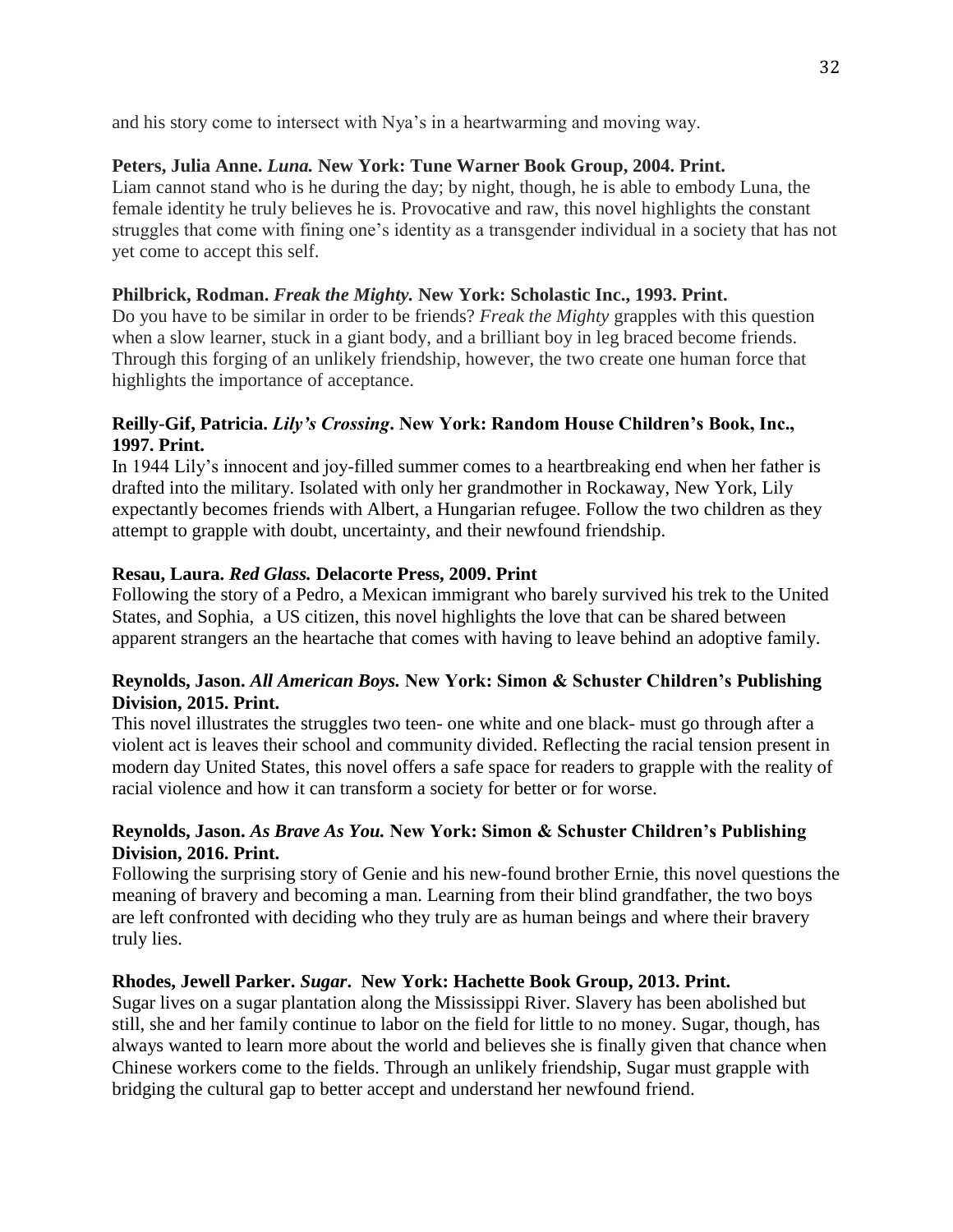and his story come to intersect with Nya's in a heartwarming and moving way.

**Peters, Julia Anne. *Luna.* New York: Tune Warner Book Group, 2004. Print.**
Liam cannot stand who is he during the day; by night, though, he is able to embody Luna, the female identity he truly believes he is. Provocative and raw, this novel highlights the constant struggles that come with fining one's identity as a transgender individual in a society that has not yet come to accept this self.

**Philbrick, Rodman. *Freak the Mighty.* New York: Scholastic Inc., 1993. Print.**
Do you have to be similar in order to be friends? *Freak the Mighty* grapples with this question when a slow learner, stuck in a giant body, and a brilliant boy in leg braced become friends. Through this forging of an unlikely friendship, however, the two create one human force that highlights the importance of acceptance.

**Reilly-Gif, Patricia. *Lily's Crossing*. New York: Random House Children's Book, Inc., 1997. Print.**
In 1944 Lily's innocent and joy-filled summer comes to a heartbreaking end when her father is drafted into the military. Isolated with only her grandmother in Rockaway, New York, Lily expectantly becomes friends with Albert, a Hungarian refugee. Follow the two children as they attempt to grapple with doubt, uncertainty, and their newfound friendship.

**Resau, Laura. *Red Glass.* Delacorte Press, 2009. Print**
Following the story of a Pedro, a Mexican immigrant who barely survived his trek to the United States, and Sophia, a US citizen, this novel highlights the love that can be shared between apparent strangers an the heartache that comes with having to leave behind an adoptive family.

**Reynolds, Jason. *All American Boys.* New York: Simon & Schuster Children's Publishing Division, 2015. Print.**
This novel illustrates the struggles two teen- one white and one black- must go through after a violent act is leaves their school and community divided. Reflecting the racial tension present in modern day United States, this novel offers a safe space for readers to grapple with the reality of racial violence and how it can transform a society for better or for worse.

**Reynolds, Jason. *As Brave As You.* New York: Simon & Schuster Children's Publishing Division, 2016. Print.**
Following the surprising story of Genie and his new-found brother Ernie, this novel questions the meaning of bravery and becoming a man. Learning from their blind grandfather, the two boys are left confronted with deciding who they truly are as human beings and where their bravery truly lies.

**Rhodes, Jewell Parker. *Sugar*. New York: Hachette Book Group, 2013. Print.**
Sugar lives on a sugar plantation along the Mississippi River. Slavery has been abolished but still, she and her family continue to labor on the field for little to no money. Sugar, though, has always wanted to learn more about the world and believes she is finally given that chance when Chinese workers come to the fields. Through an unlikely friendship, Sugar must grapple with bridging the cultural gap to better accept and understand her newfound friend.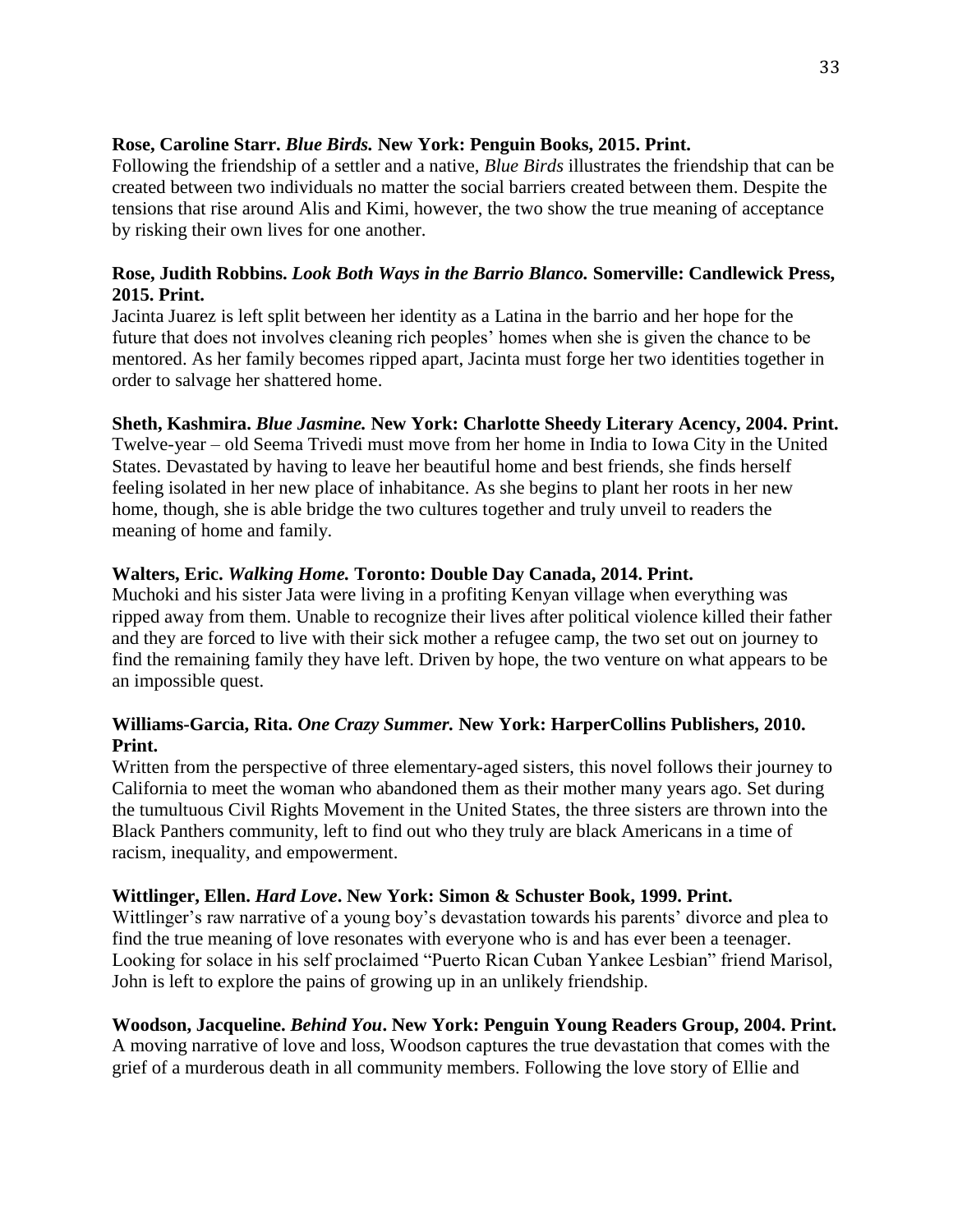**Rose, Caroline Starr. *Blue Birds.* New York: Penguin Books, 2015. Print.**
Following the friendship of a settler and a native, *Blue Birds* illustrates the friendship that can be created between two individuals no matter the social barriers created between them. Despite the tensions that rise around Alis and Kimi, however, the two show the true meaning of acceptance by risking their own lives for one another.

**Rose, Judith Robbins. *Look Both Ways in the Barrio Blanco.* Somerville: Candlewick Press, 2015. Print.**
Jacinta Juarez is left split between her identity as a Latina in the barrio and her hope for the future that does not involves cleaning rich peoples' homes when she is given the chance to be mentored. As her family becomes ripped apart, Jacinta must forge her two identities together in order to salvage her shattered home.

**Sheth, Kashmira. *Blue Jasmine.* New York: Charlotte Sheedy Literary Acency, 2004. Print.**
Twelve-year – old Seema Trivedi must move from her home in India to Iowa City in the United States. Devastated by having to leave her beautiful home and best friends, she finds herself feeling isolated in her new place of inhabitance. As she begins to plant her roots in her new home, though, she is able bridge the two cultures together and truly unveil to readers the meaning of home and family.

**Walters, Eric. *Walking Home.* Toronto: Double Day Canada, 2014. Print.**
Muchoki and his sister Jata were living in a profiting Kenyan village when everything was ripped away from them. Unable to recognize their lives after political violence killed their father and they are forced to live with their sick mother a refugee camp, the two set out on journey to find the remaining family they have left. Driven by hope, the two venture on what appears to be an impossible quest.

**Williams-Garcia, Rita. *One Crazy Summer.* New York: HarperCollins Publishers, 2010. Print.**
Written from the perspective of three elementary-aged sisters, this novel follows their journey to California to meet the woman who abandoned them as their mother many years ago. Set during the tumultuous Civil Rights Movement in the United States, the three sisters are thrown into the Black Panthers community, left to find out who they truly are black Americans in a time of racism, inequality, and empowerment.

**Wittlinger, Ellen. *Hard Love*. New York: Simon & Schuster Book, 1999. Print.**
Wittlinger's raw narrative of a young boy's devastation towards his parents' divorce and plea to find the true meaning of love resonates with everyone who is and has ever been a teenager. Looking for solace in his self proclaimed "Puerto Rican Cuban Yankee Lesbian" friend Marisol, John is left to explore the pains of growing up in an unlikely friendship.

**Woodson, Jacqueline. *Behind You*. New York: Penguin Young Readers Group, 2004. Print.**
A moving narrative of love and loss, Woodson captures the true devastation that comes with the grief of a murderous death in all community members. Following the love story of Ellie and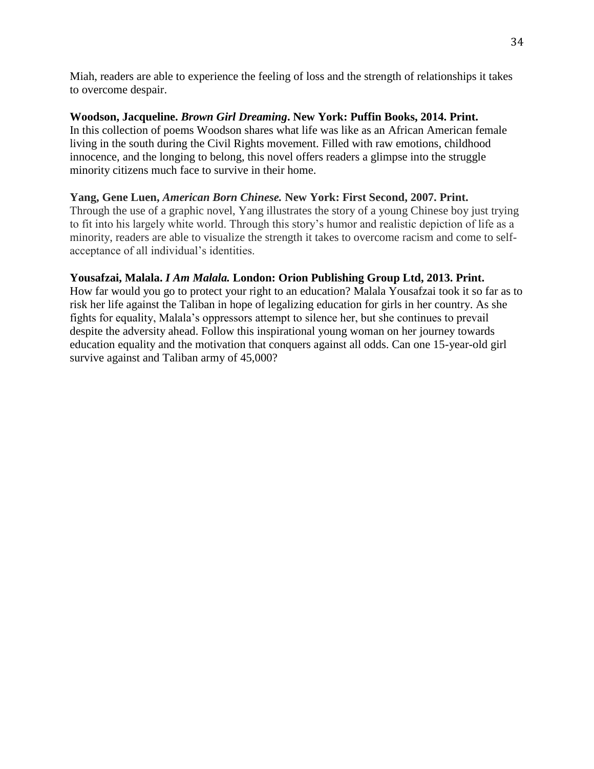Miah, readers are able to experience the feeling of loss and the strength of relationships it takes to overcome despair.

**Woodson, Jacqueline. *Brown Girl Dreaming*. New York: Puffin Books, 2014. Print.**
In this collection of poems Woodson shares what life was like as an African American female living in the south during the Civil Rights movement. Filled with raw emotions, childhood innocence, and the longing to belong, this novel offers readers a glimpse into the struggle minority citizens much face to survive in their home.

**Yang, Gene Luen, *American Born Chinese.* New York: First Second, 2007. Print.**
Through the use of a graphic novel, Yang illustrates the story of a young Chinese boy just trying to fit into his largely white world. Through this story's humor and realistic depiction of life as a minority, readers are able to visualize the strength it takes to overcome racism and come to self-acceptance of all individual's identities.

**Yousafzai, Malala. *I Am Malala.* London: Orion Publishing Group Ltd, 2013. Print.**
How far would you go to protect your right to an education? Malala Yousafzai took it so far as to risk her life against the Taliban in hope of legalizing education for girls in her country. As she fights for equality, Malala's oppressors attempt to silence her, but she continues to prevail despite the adversity ahead. Follow this inspirational young woman on her journey towards education equality and the motivation that conquers against all odds. Can one 15-year-old girl survive against and Taliban army of 45,000?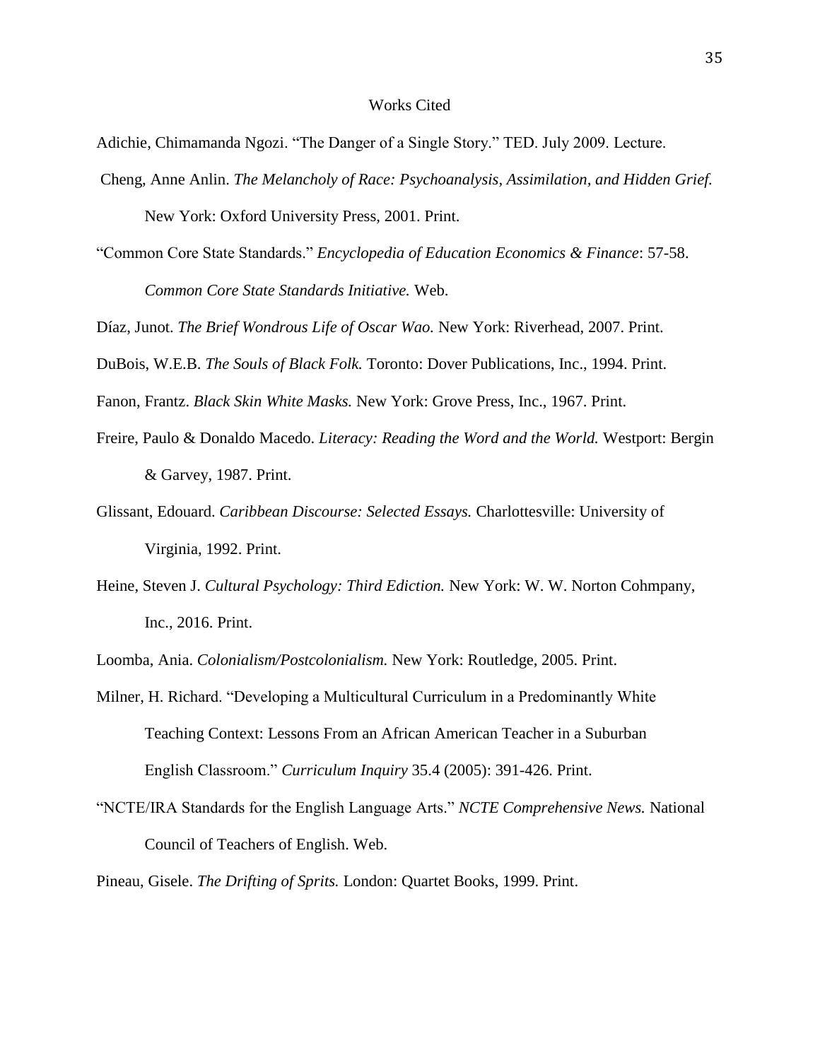# Works Cited

Adichie, Chimamanda Ngozi. “The Danger of a Single Story.” TED. July 2009. Lecture.

Cheng, Anne Anlin. *The Melancholy of Race: Psychoanalysis, Assimilation, and Hidden Grief.* New York: Oxford University Press, 2001. Print.

“Common Core State Standards.” *Encyclopedia of Education Economics & Finance*: 57-58. *Common Core State Standards Initiative.* Web.

Díaz, Junot. *The Brief Wondrous Life of Oscar Wao.* New York: Riverhead, 2007. Print.

DuBois, W.E.B. *The Souls of Black Folk.* Toronto: Dover Publications, Inc., 1994. Print.

Fanon, Frantz. *Black Skin White Masks.* New York: Grove Press, Inc., 1967. Print.

Freire, Paulo & Donaldo Macedo. *Literacy: Reading the Word and the World.* Westport: Bergin & Garvey, 1987. Print.

Glissant, Edouard. *Caribbean Discourse: Selected Essays.* Charlottesville: University of Virginia, 1992. Print.

Heine, Steven J. *Cultural Psychology: Third Ediction.* New York: W. W. Norton Cohmpany, Inc., 2016. Print.

Loomba, Ania. *Colonialism/Postcolonialism.* New York: Routledge, 2005. Print.

Milner, H. Richard. “Developing a Multicultural Curriculum in a Predominantly White Teaching Context: Lessons From an African American Teacher in a Suburban English Classroom.” *Curriculum Inquiry* 35.4 (2005): 391-426. Print.

“NCTE/IRA Standards for the English Language Arts.” *NCTE Comprehensive News.* National Council of Teachers of English. Web.

Pineau, Gisele. *The Drifting of Sprits.* London: Quartet Books, 1999. Print.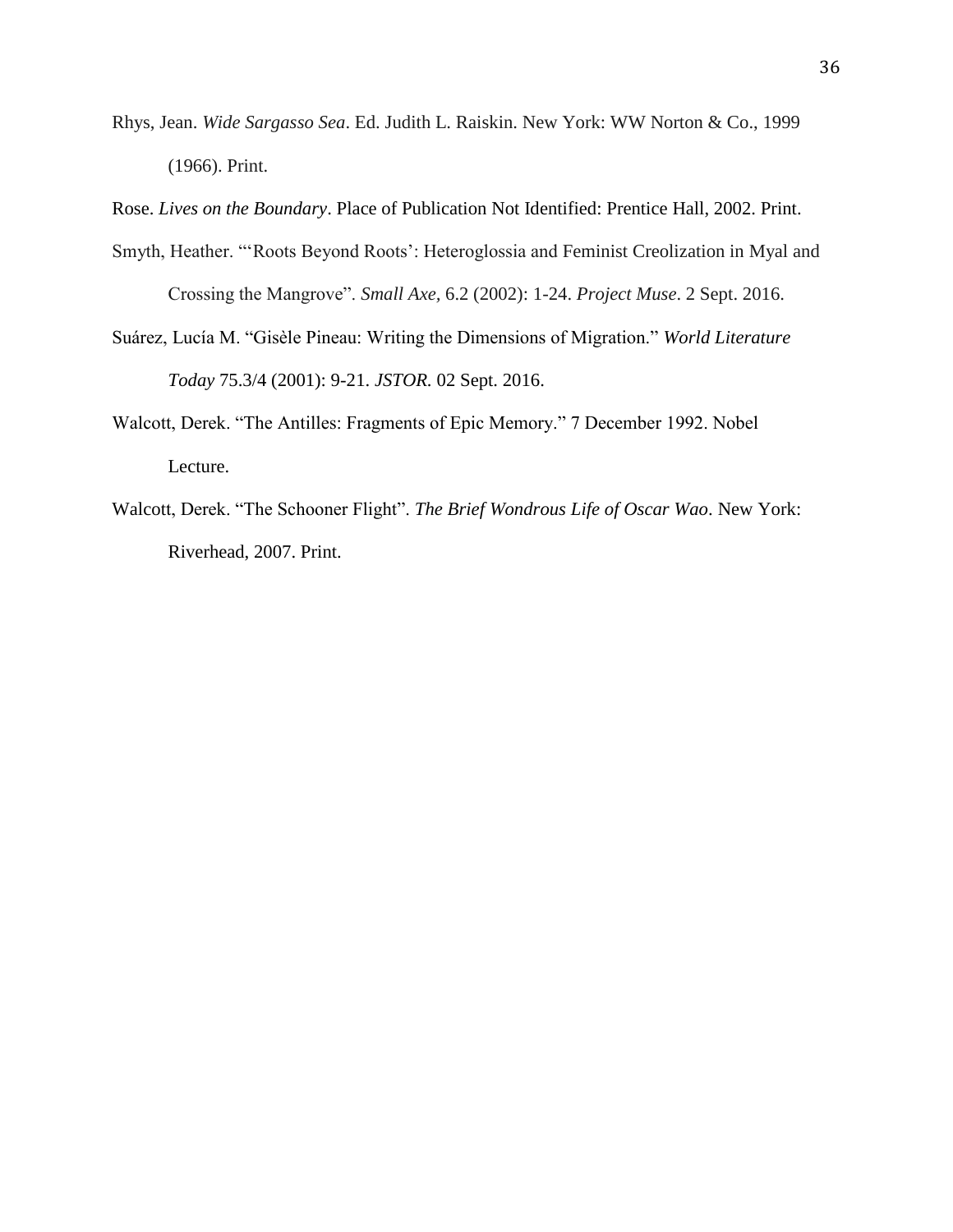Rhys, Jean. *Wide Sargasso Sea*. Ed. Judith L. Raiskin. New York: WW Norton & Co., 1999 (1966). Print.

Rose. *Lives on the Boundary*. Place of Publication Not Identified: Prentice Hall, 2002. Print.

Smyth, Heather. "'Roots Beyond Roots': Heteroglossia and Feminist Creolization in Myal and Crossing the Mangrove". *Small Axe,* 6.2 (2002): 1-24. *Project Muse*. 2 Sept. 2016.

Suárez, Lucía M. "Gisèle Pineau: Writing the Dimensions of Migration." *World Literature Today* 75.3/4 (2001): 9-21. *JSTOR.* 02 Sept. 2016.

Walcott, Derek. "The Antilles: Fragments of Epic Memory." 7 December 1992. Nobel Lecture.

Walcott, Derek. "The Schooner Flight". *The Brief Wondrous Life of Oscar Wao*. New York: Riverhead, 2007. Print.